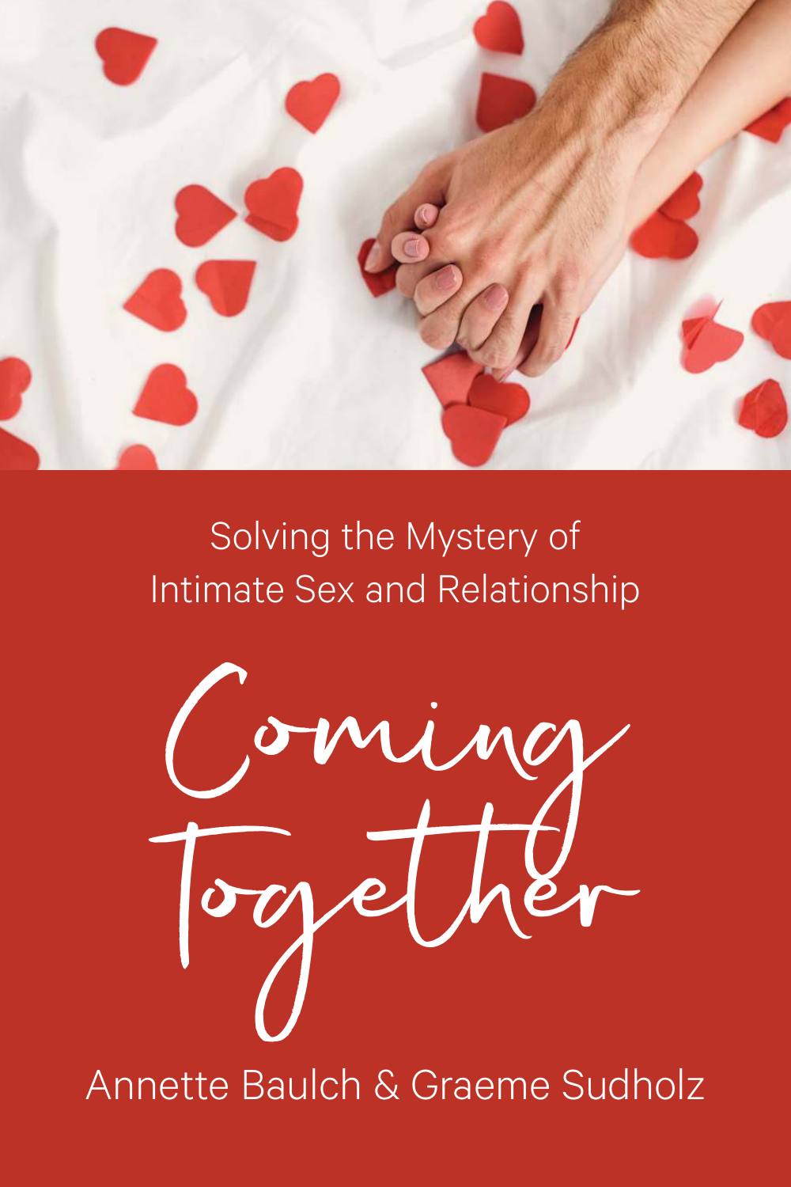Solving the Mystery of
Intimate Sex and Relationship

# Coming Together

Annette Baulch & Graeme Sudholz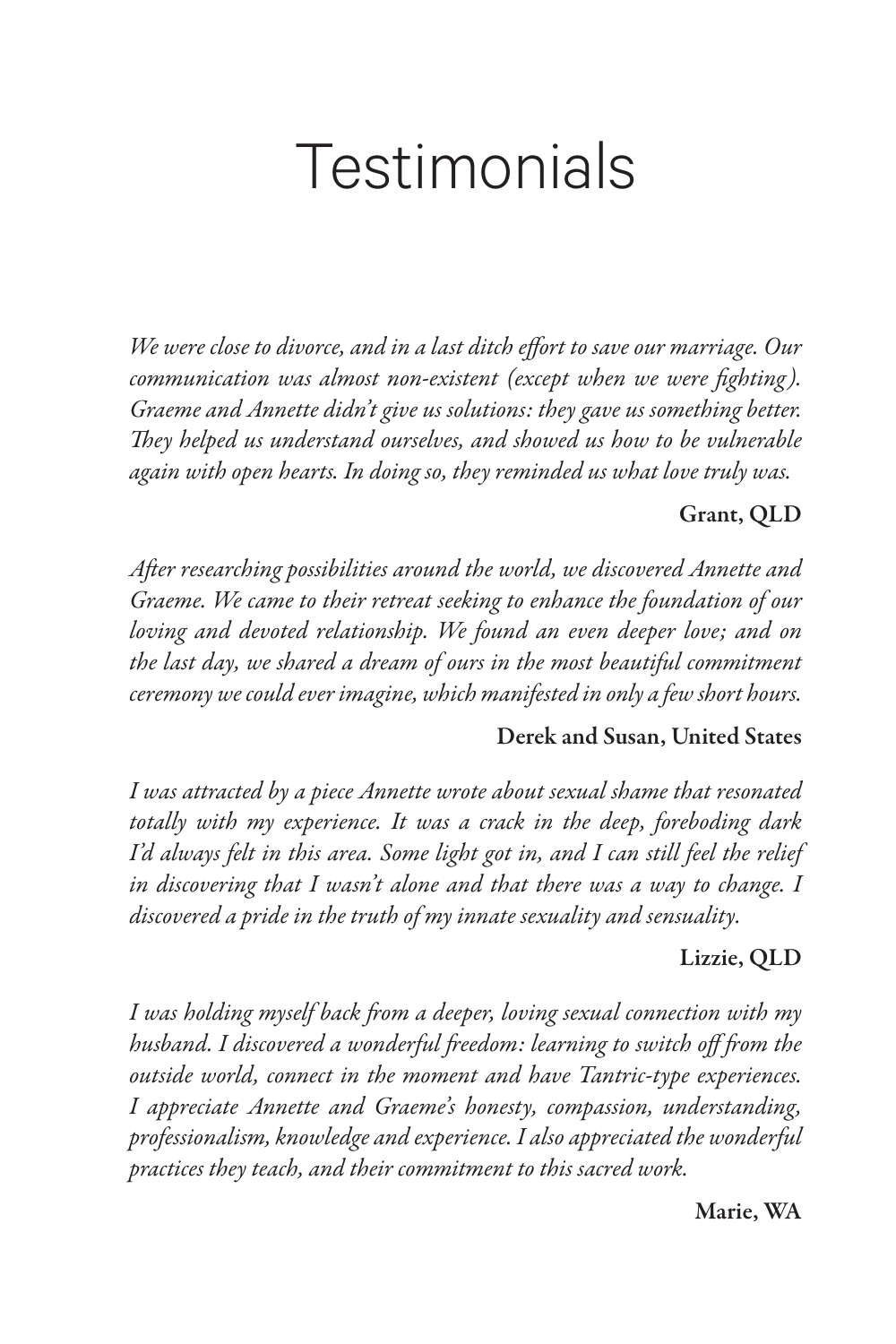# Testimonials

*We were close to divorce, and in a last ditch effort to save our marriage. Our communication was almost non-existent (except when we were fighting). Graeme and Annette didn't give us solutions: they gave us something better. They helped us understand ourselves, and showed us how to be vulnerable again with open hearts. In doing so, they reminded us what love truly was.*

**Grant, QLD**

*After researching possibilities around the world, we discovered Annette and Graeme. We came to their retreat seeking to enhance the foundation of our loving and devoted relationship. We found an even deeper love; and on the last day, we shared a dream of ours in the most beautiful commitment ceremony we could ever imagine, which manifested in only a few short hours.*

**Derek and Susan, United States**

*I was attracted by a piece Annette wrote about sexual shame that resonated totally with my experience. It was a crack in the deep, foreboding dark I'd always felt in this area. Some light got in, and I can still feel the relief in discovering that I wasn't alone and that there was a way to change. I discovered a pride in the truth of my innate sexuality and sensuality.*

**Lizzie, QLD**

*I was holding myself back from a deeper, loving sexual connection with my husband. I discovered a wonderful freedom: learning to switch off from the outside world, connect in the moment and have Tantric-type experiences. I appreciate Annette and Graeme's honesty, compassion, understanding, professionalism, knowledge and experience. I also appreciated the wonderful practices they teach, and their commitment to this sacred work.*

**Marie, WA**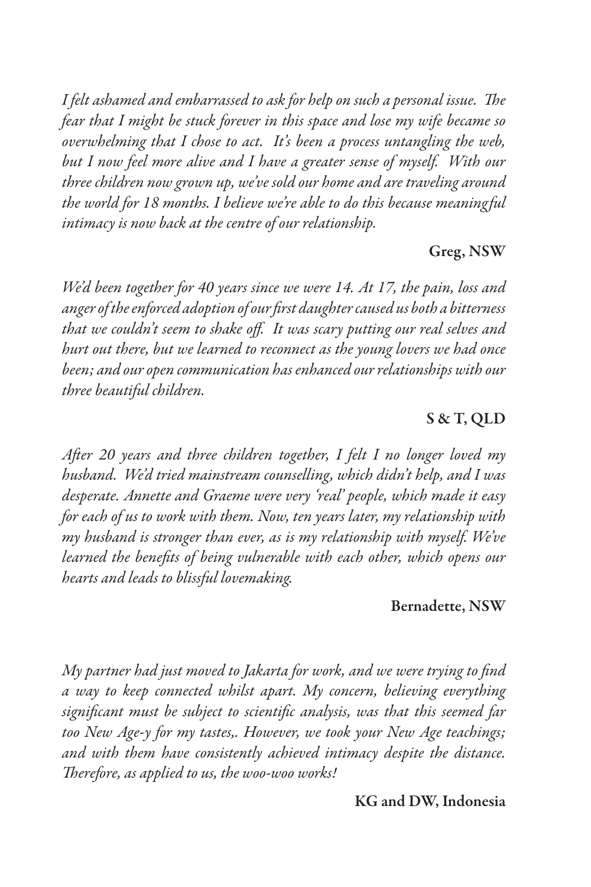*I felt ashamed and embarrassed to ask for help on such a personal issue. The fear that I might be stuck forever in this space and lose my wife became so overwhelming that I chose to act. It's been a process untangling the web, but I now feel more alive and I have a greater sense of myself. With our three children now grown up, we've sold our home and are traveling around the world for 18 months. I believe we're able to do this because meaningful intimacy is now back at the centre of our relationship.*

**Greg, NSW**

*We'd been together for 40 years since we were 14. At 17, the pain, loss and anger of the enforced adoption of our first daughter caused us both a bitterness that we couldn't seem to shake off. It was scary putting our real selves and hurt out there, but we learned to reconnect as the young lovers we had once been; and our open communication has enhanced our relationships with our three beautiful children.*

**S & T, QLD**

*After 20 years and three children together, I felt I no longer loved my husband. We'd tried mainstream counselling, which didn't help, and I was desperate. Annette and Graeme were very 'real' people, which made it easy for each of us to work with them. Now, ten years later, my relationship with my husband is stronger than ever, as is my relationship with myself. We've learned the benefits of being vulnerable with each other, which opens our hearts and leads to blissful lovemaking.*

**Bernadette, NSW**

*My partner had just moved to Jakarta for work, and we were trying to find a way to keep connected whilst apart. My concern, believing everything significant must be subject to scientific analysis, was that this seemed far too New Age-y for my tastes,. However, we took your New Age teachings; and with them have consistently achieved intimacy despite the distance. Therefore, as applied to us, the woo-woo works!*

**KG and DW, Indonesia**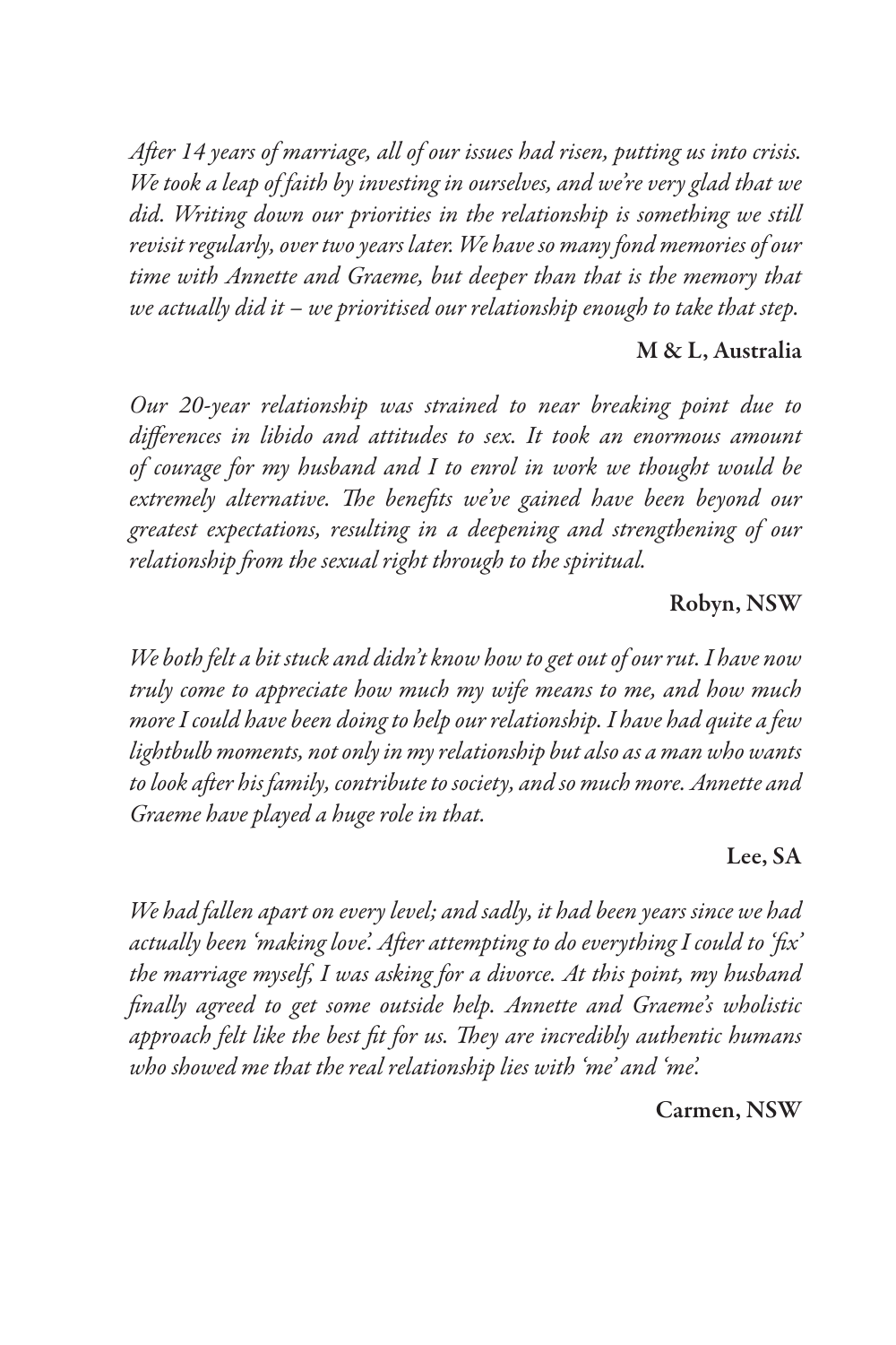*After 14 years of marriage, all of our issues had risen, putting us into crisis. We took a leap of faith by investing in ourselves, and we're very glad that we did. Writing down our priorities in the relationship is something we still revisit regularly, over two years later. We have so many fond memories of our time with Annette and Graeme, but deeper than that is the memory that we actually did it – we prioritised our relationship enough to take that step.*

**M & L, Australia**

*Our 20-year relationship was strained to near breaking point due to differences in libido and attitudes to sex. It took an enormous amount of courage for my husband and I to enrol in work we thought would be extremely alternative. The benefits we've gained have been beyond our greatest expectations, resulting in a deepening and strengthening of our relationship from the sexual right through to the spiritual.*

**Robyn, NSW**

*We both felt a bit stuck and didn't know how to get out of our rut. I have now truly come to appreciate how much my wife means to me, and how much more I could have been doing to help our relationship. I have had quite a few lightbulb moments, not only in my relationship but also as a man who wants to look after his family, contribute to society, and so much more. Annette and Graeme have played a huge role in that.*

**Lee, SA**

*We had fallen apart on every level; and sadly, it had been years since we had actually been 'making love'. After attempting to do everything I could to 'fix' the marriage myself, I was asking for a divorce. At this point, my husband finally agreed to get some outside help. Annette and Graeme's wholistic approach felt like the best fit for us. They are incredibly authentic humans who showed me that the real relationship lies with 'me' and 'me'.*

**Carmen, NSW**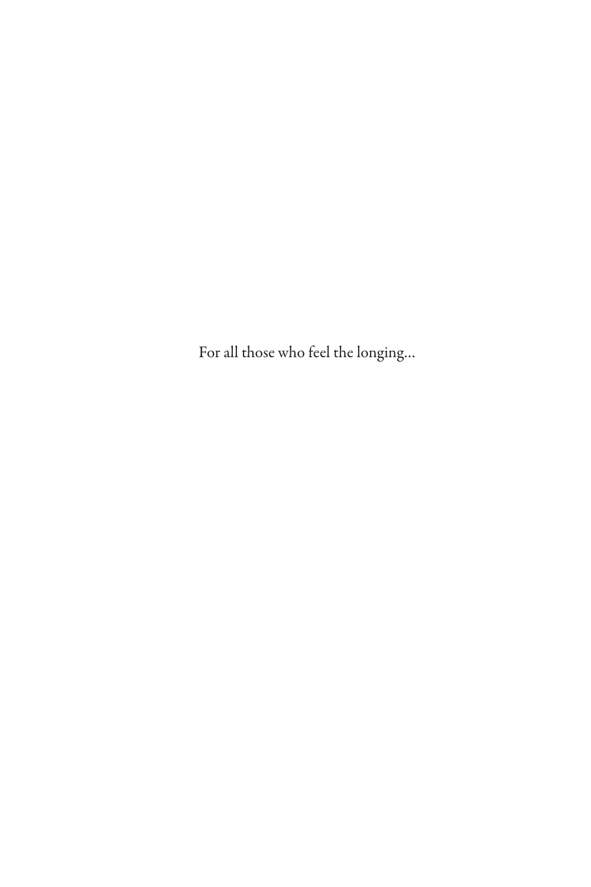For all those who feel the longing...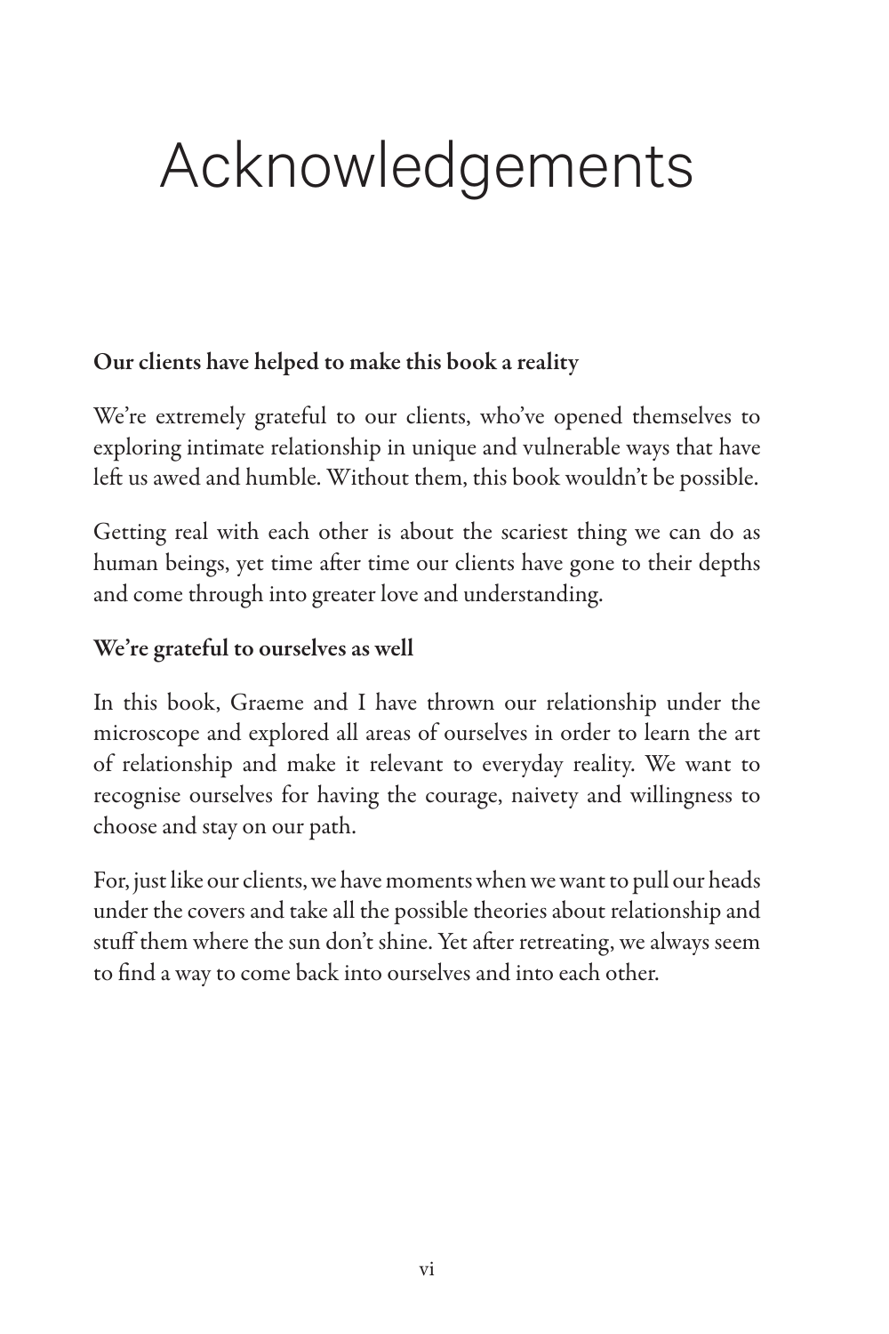# Acknowledgements

**Our clients have helped to make this book a reality**

We're extremely grateful to our clients, who've opened themselves to exploring intimate relationship in unique and vulnerable ways that have left us awed and humble. Without them, this book wouldn't be possible.

Getting real with each other is about the scariest thing we can do as human beings, yet time after time our clients have gone to their depths and come through into greater love and understanding.

**We're grateful to ourselves as well**

In this book, Graeme and I have thrown our relationship under the microscope and explored all areas of ourselves in order to learn the art of relationship and make it relevant to everyday reality. We want to recognise ourselves for having the courage, naivety and willingness to choose and stay on our path.

For, just like our clients, we have moments when we want to pull our heads under the covers and take all the possible theories about relationship and stuff them where the sun don't shine. Yet after retreating, we always seem to find a way to come back into ourselves and into each other.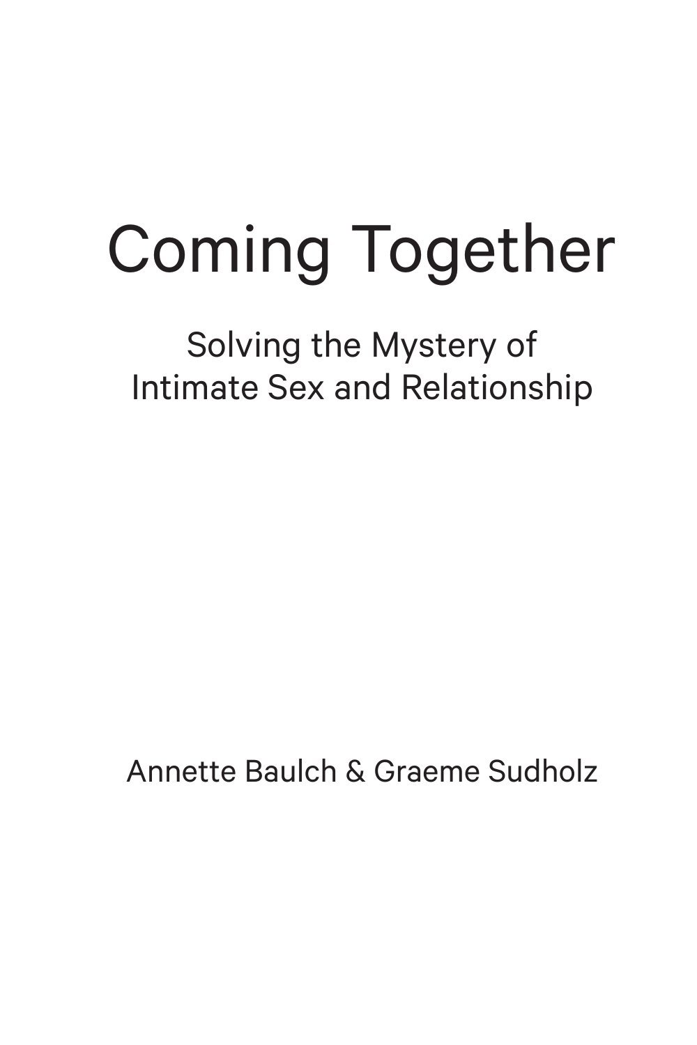# Coming Together

## Solving the Mystery of Intimate Sex and Relationship

Annette Baulch & Graeme Sudholz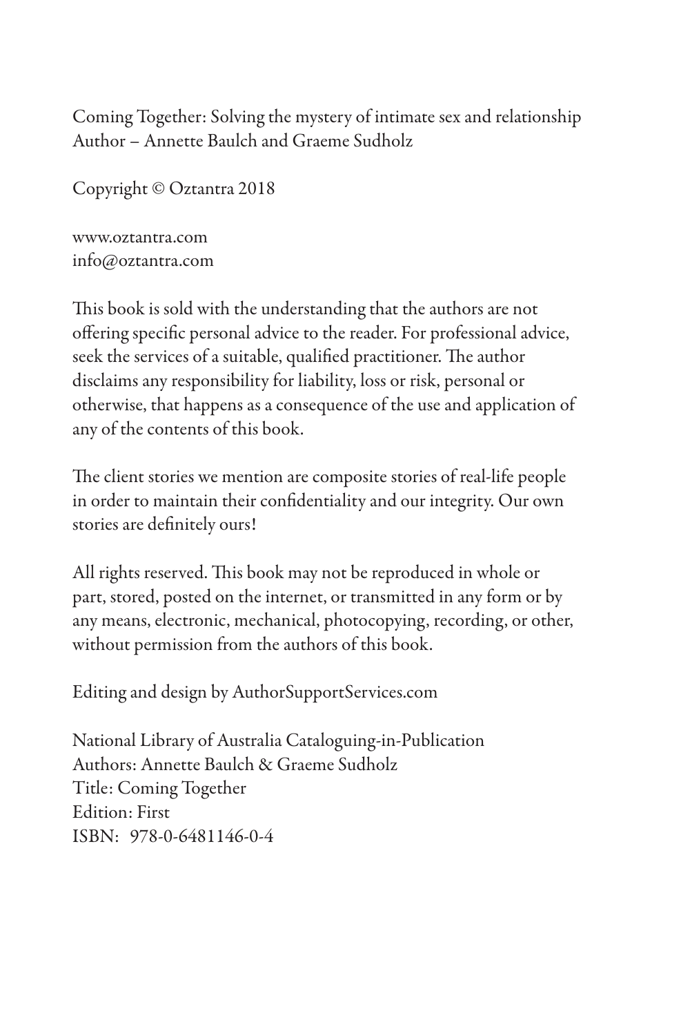Coming Together: Solving the mystery of intimate sex and relationship
Author – Annette Baulch and Graeme Sudholz

Copyright © Oztantra 2018

www.oztantra.com
info@oztantra.com

This book is sold with the understanding that the authors are not offering specific personal advice to the reader. For professional advice, seek the services of a suitable, qualified practitioner. The author disclaims any responsibility for liability, loss or risk, personal or otherwise, that happens as a consequence of the use and application of any of the contents of this book.

The client stories we mention are composite stories of real-life people in order to maintain their confidentiality and our integrity. Our own stories are definitely ours!

All rights reserved. This book may not be reproduced in whole or part, stored, posted on the internet, or transmitted in any form or by any means, electronic, mechanical, photocopying, recording, or other, without permission from the authors of this book.

Editing and design by AuthorSupportServices.com

National Library of Australia Cataloguing-in-Publication
Authors: Annette Baulch & Graeme Sudholz
Title: Coming Together
Edition: First
ISBN: 978-0-6481146-0-4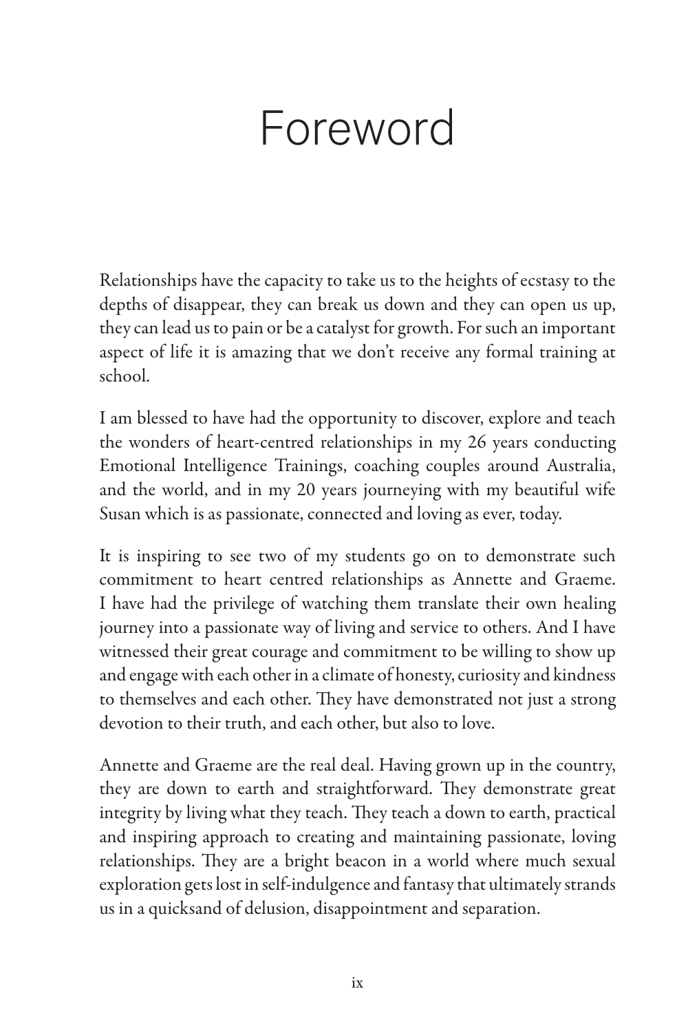# Foreword

Relationships have the capacity to take us to the heights of ecstasy to the depths of disappear, they can break us down and they can open us up, they can lead us to pain or be a catalyst for growth. For such an important aspect of life it is amazing that we don't receive any formal training at school.

I am blessed to have had the opportunity to discover, explore and teach the wonders of heart-centred relationships in my 26 years conducting Emotional Intelligence Trainings, coaching couples around Australia, and the world, and in my 20 years journeying with my beautiful wife Susan which is as passionate, connected and loving as ever, today.

It is inspiring to see two of my students go on to demonstrate such commitment to heart centred relationships as Annette and Graeme. I have had the privilege of watching them translate their own healing journey into a passionate way of living and service to others. And I have witnessed their great courage and commitment to be willing to show up and engage with each other in a climate of honesty, curiosity and kindness to themselves and each other. They have demonstrated not just a strong devotion to their truth, and each other, but also to love.

Annette and Graeme are the real deal. Having grown up in the country, they are down to earth and straightforward. They demonstrate great integrity by living what they teach. They teach a down to earth, practical and inspiring approach to creating and maintaining passionate, loving relationships. They are a bright beacon in a world where much sexual exploration gets lost in self-indulgence and fantasy that ultimately strands us in a quicksand of delusion, disappointment and separation.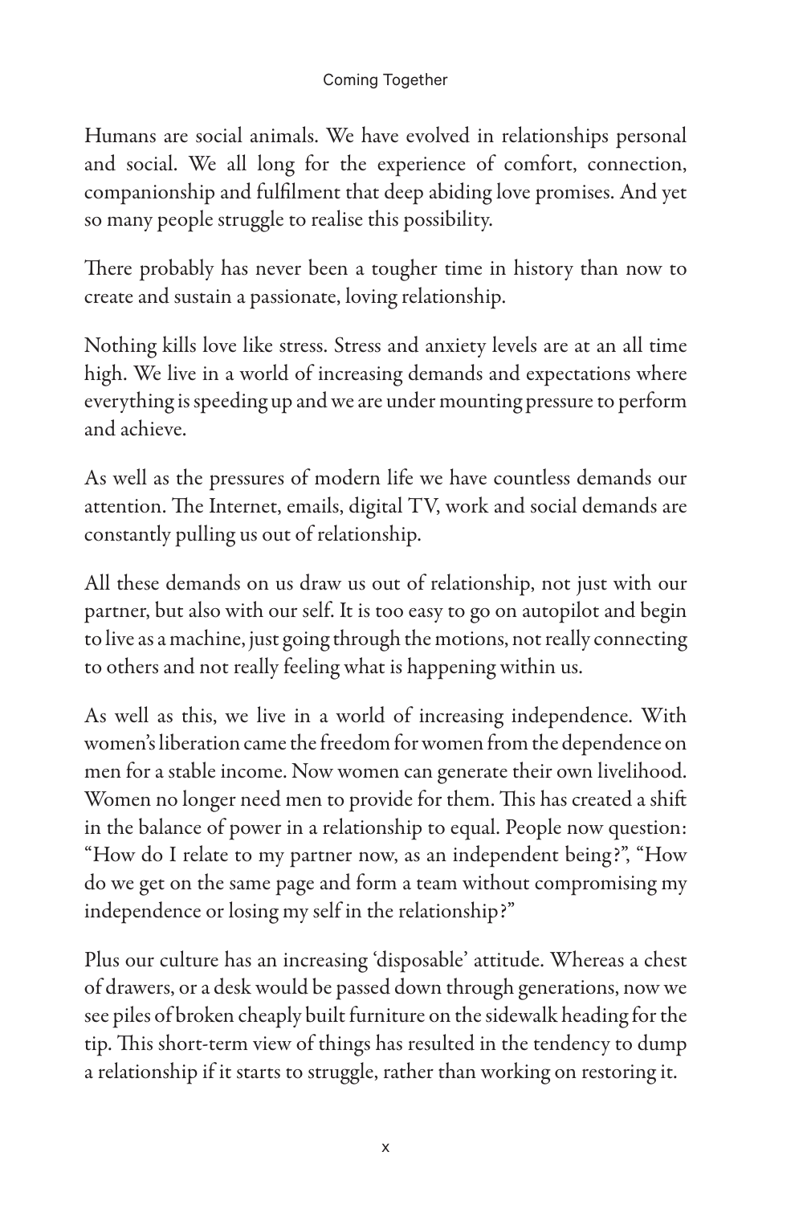Humans are social animals. We have evolved in relationships personal and social. We all long for the experience of comfort, connection, companionship and fulfilment that deep abiding love promises. And yet so many people struggle to realise this possibility.

There probably has never been a tougher time in history than now to create and sustain a passionate, loving relationship.

Nothing kills love like stress. Stress and anxiety levels are at an all time high. We live in a world of increasing demands and expectations where everything is speeding up and we are under mounting pressure to perform and achieve.

As well as the pressures of modern life we have countless demands our attention. The Internet, emails, digital TV, work and social demands are constantly pulling us out of relationship.

All these demands on us draw us out of relationship, not just with our partner, but also with our self. It is too easy to go on autopilot and begin to live as a machine, just going through the motions, not really connecting to others and not really feeling what is happening within us.

As well as this, we live in a world of increasing independence. With women's liberation came the freedom for women from the dependence on men for a stable income. Now women can generate their own livelihood. Women no longer need men to provide for them. This has created a shift in the balance of power in a relationship to equal. People now question: "How do I relate to my partner now, as an independent being?", "How do we get on the same page and form a team without compromising my independence or losing my self in the relationship?"

Plus our culture has an increasing 'disposable' attitude. Whereas a chest of drawers, or a desk would be passed down through generations, now we see piles of broken cheaply built furniture on the sidewalk heading for the tip. This short-term view of things has resulted in the tendency to dump a relationship if it starts to struggle, rather than working on restoring it.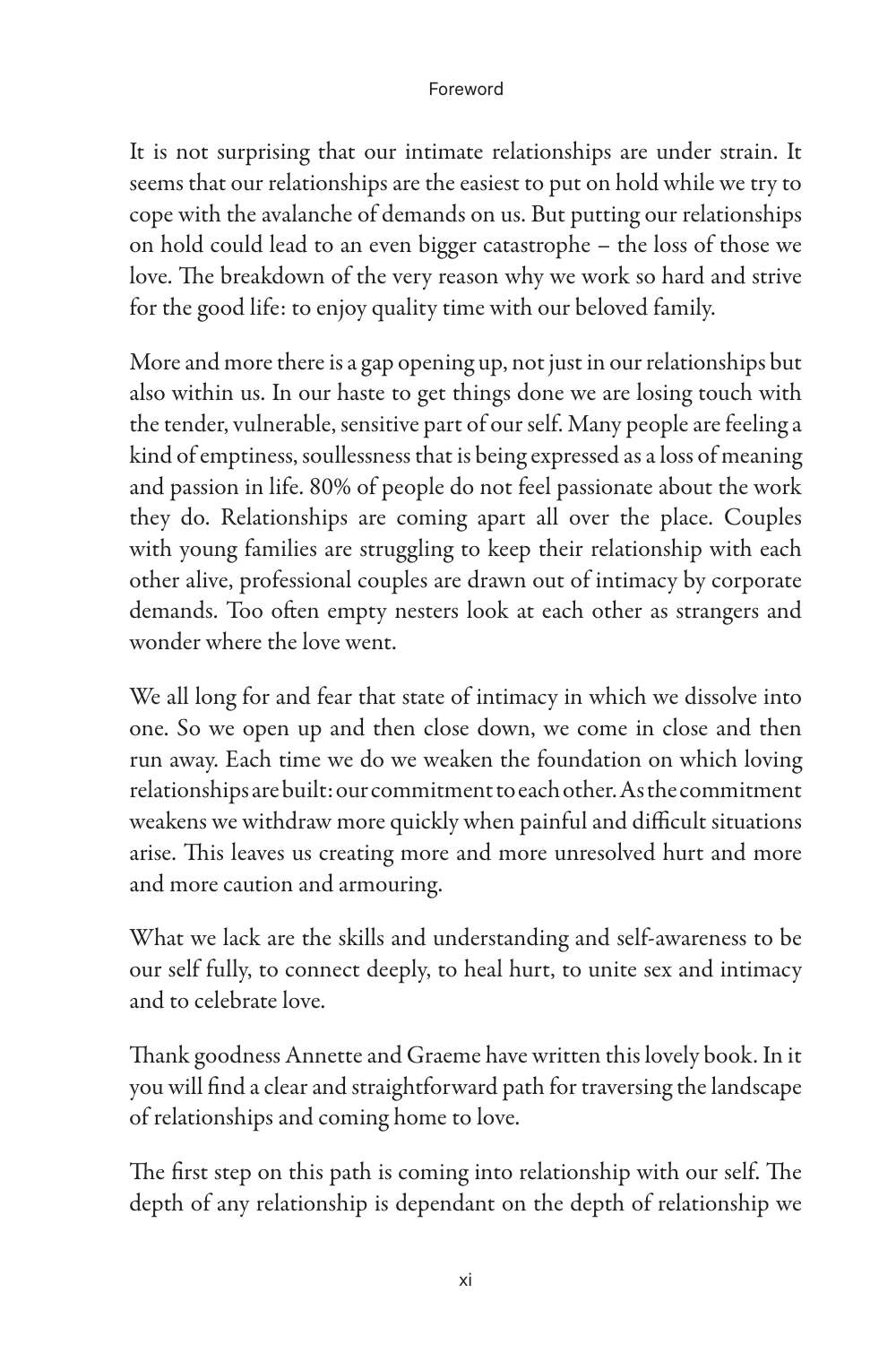It is not surprising that our intimate relationships are under strain. It seems that our relationships are the easiest to put on hold while we try to cope with the avalanche of demands on us. But putting our relationships on hold could lead to an even bigger catastrophe – the loss of those we love. The breakdown of the very reason why we work so hard and strive for the good life: to enjoy quality time with our beloved family.

More and more there is a gap opening up, not just in our relationships but also within us. In our haste to get things done we are losing touch with the tender, vulnerable, sensitive part of our self. Many people are feeling a kind of emptiness, soullessness that is being expressed as a loss of meaning and passion in life. 80% of people do not feel passionate about the work they do. Relationships are coming apart all over the place. Couples with young families are struggling to keep their relationship with each other alive, professional couples are drawn out of intimacy by corporate demands. Too often empty nesters look at each other as strangers and wonder where the love went.

We all long for and fear that state of intimacy in which we dissolve into one. So we open up and then close down, we come in close and then run away. Each time we do we weaken the foundation on which loving relationships are built: our commitment to each other. As the commitment weakens we withdraw more quickly when painful and difficult situations arise. This leaves us creating more and more unresolved hurt and more and more caution and armouring.

What we lack are the skills and understanding and self-awareness to be our self fully, to connect deeply, to heal hurt, to unite sex and intimacy and to celebrate love.

Thank goodness Annette and Graeme have written this lovely book. In it you will find a clear and straightforward path for traversing the landscape of relationships and coming home to love.

The first step on this path is coming into relationship with our self. The depth of any relationship is dependant on the depth of relationship we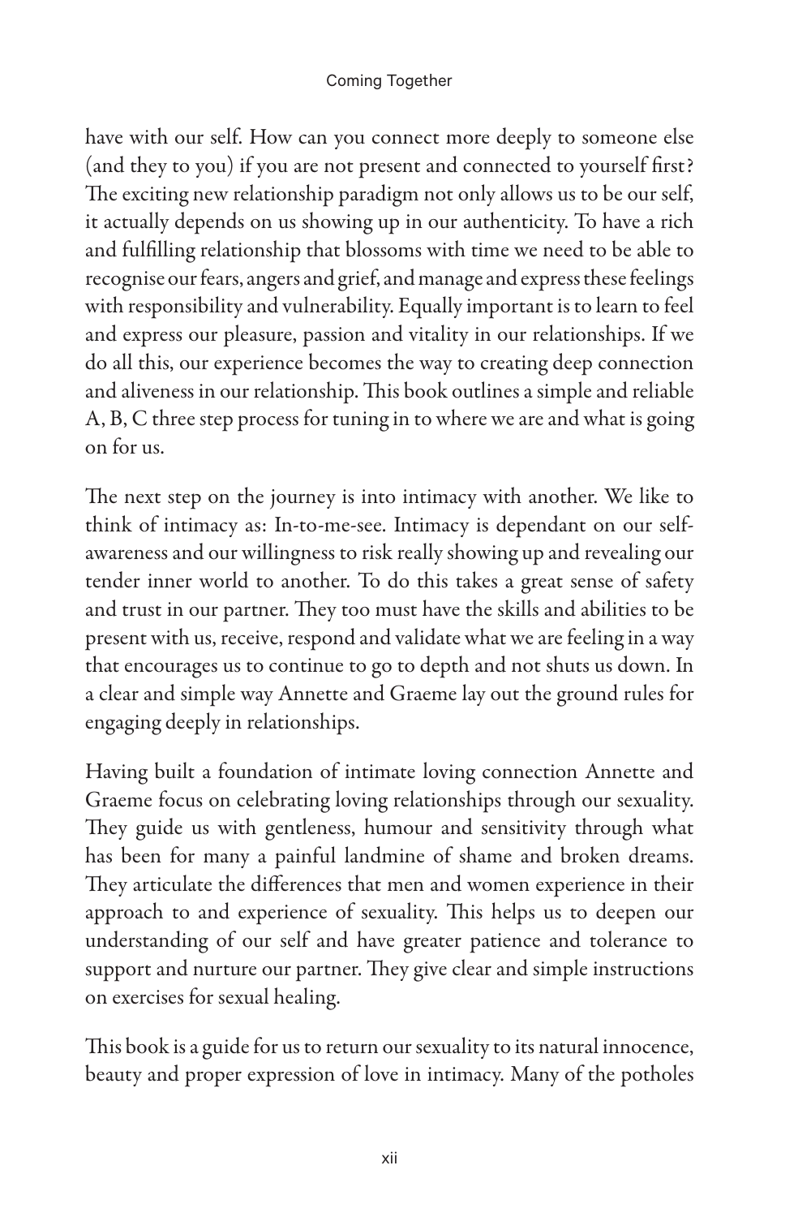have with our self. How can you connect more deeply to someone else (and they to you) if you are not present and connected to yourself first? The exciting new relationship paradigm not only allows us to be our self, it actually depends on us showing up in our authenticity. To have a rich and fulfilling relationship that blossoms with time we need to be able to recognise our fears, angers and grief, and manage and express these feelings with responsibility and vulnerability. Equally important is to learn to feel and express our pleasure, passion and vitality in our relationships. If we do all this, our experience becomes the way to creating deep connection and aliveness in our relationship. This book outlines a simple and reliable A, B, C three step process for tuning in to where we are and what is going on for us.

The next step on the journey is into intimacy with another. We like to think of intimacy as: In-to-me-see. Intimacy is dependant on our self-awareness and our willingness to risk really showing up and revealing our tender inner world to another. To do this takes a great sense of safety and trust in our partner. They too must have the skills and abilities to be present with us, receive, respond and validate what we are feeling in a way that encourages us to continue to go to depth and not shuts us down. In a clear and simple way Annette and Graeme lay out the ground rules for engaging deeply in relationships.

Having built a foundation of intimate loving connection Annette and Graeme focus on celebrating loving relationships through our sexuality. They guide us with gentleness, humour and sensitivity through what has been for many a painful landmine of shame and broken dreams. They articulate the differences that men and women experience in their approach to and experience of sexuality. This helps us to deepen our understanding of our self and have greater patience and tolerance to support and nurture our partner. They give clear and simple instructions on exercises for sexual healing.

This book is a guide for us to return our sexuality to its natural innocence, beauty and proper expression of love in intimacy. Many of the potholes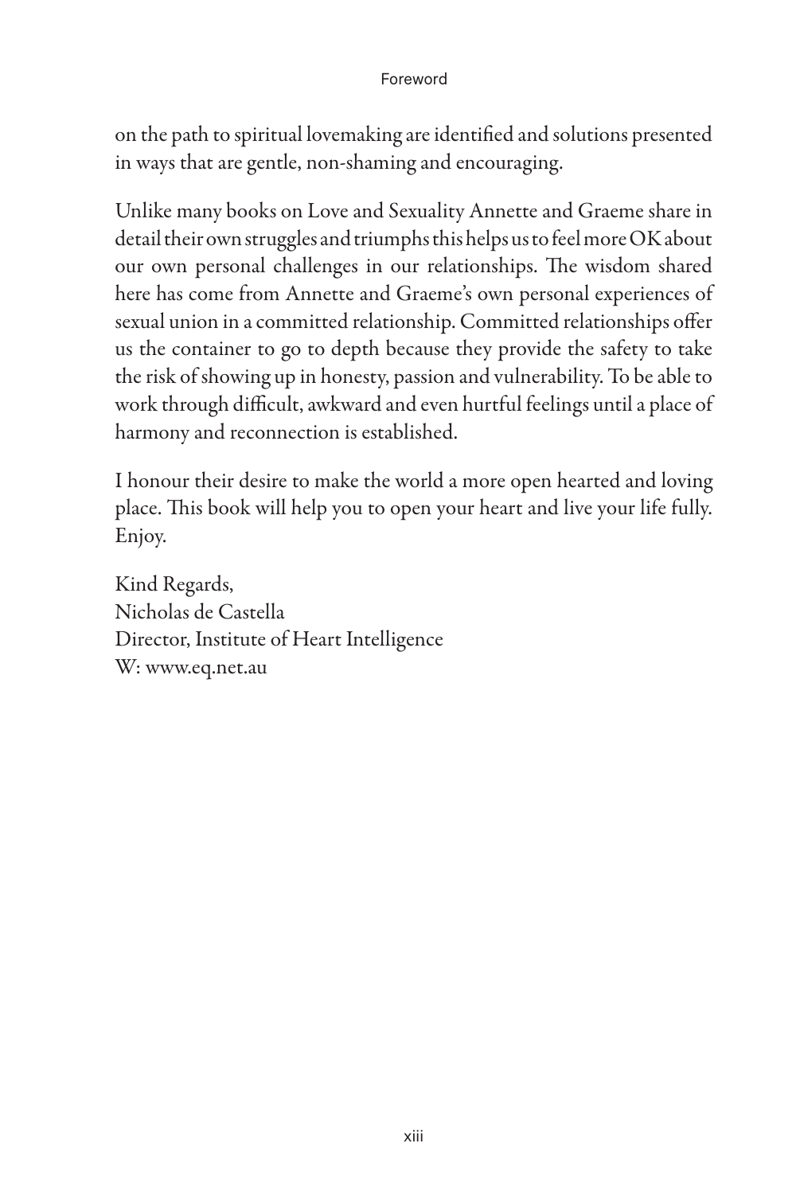on the path to spiritual lovemaking are identified and solutions presented in ways that are gentle, non-shaming and encouraging.

Unlike many books on Love and Sexuality Annette and Graeme share in detail their own struggles and triumphs this helps us to feel more OK about our own personal challenges in our relationships. The wisdom shared here has come from Annette and Graeme's own personal experiences of sexual union in a committed relationship. Committed relationships offer us the container to go to depth because they provide the safety to take the risk of showing up in honesty, passion and vulnerability. To be able to work through difficult, awkward and even hurtful feelings until a place of harmony and reconnection is established.

I honour their desire to make the world a more open hearted and loving place. This book will help you to open your heart and live your life fully. Enjoy.

Kind Regards,
Nicholas de Castella
Director, Institute of Heart Intelligence
W: www.eq.net.au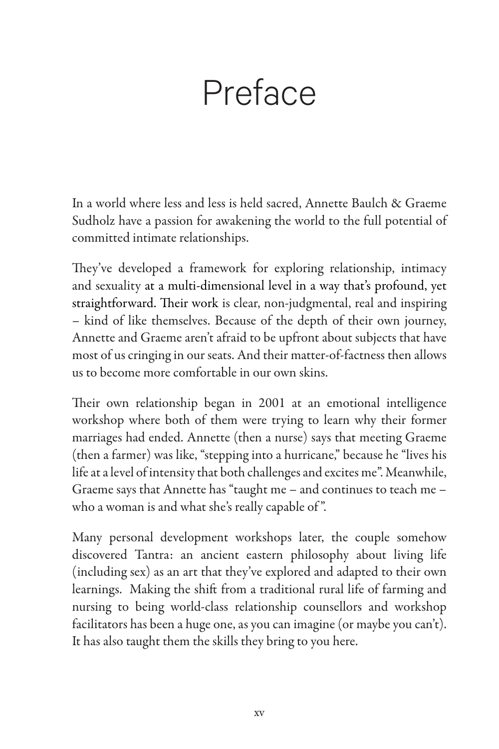# Preface

In a world where less and less is held sacred, Annette Baulch & Graeme Sudholz have a passion for awakening the world to the full potential of committed intimate relationships.

They've developed a framework for exploring relationship, intimacy and sexuality at a multi-dimensional level in a way that's profound, yet straightforward. Their work is clear, non-judgmental, real and inspiring – kind of like themselves. Because of the depth of their own journey, Annette and Graeme aren't afraid to be upfront about subjects that have most of us cringing in our seats. And their matter-of-factness then allows us to become more comfortable in our own skins.

Their own relationship began in 2001 at an emotional intelligence workshop where both of them were trying to learn why their former marriages had ended. Annette (then a nurse) says that meeting Graeme (then a farmer) was like, "stepping into a hurricane," because he "lives his life at a level of intensity that both challenges and excites me". Meanwhile, Graeme says that Annette has "taught me – and continues to teach me – who a woman is and what she's really capable of ".

Many personal development workshops later, the couple somehow discovered Tantra: an ancient eastern philosophy about living life (including sex) as an art that they've explored and adapted to their own learnings. Making the shift from a traditional rural life of farming and nursing to being world-class relationship counsellors and workshop facilitators has been a huge one, as you can imagine (or maybe you can't). It has also taught them the skills they bring to you here.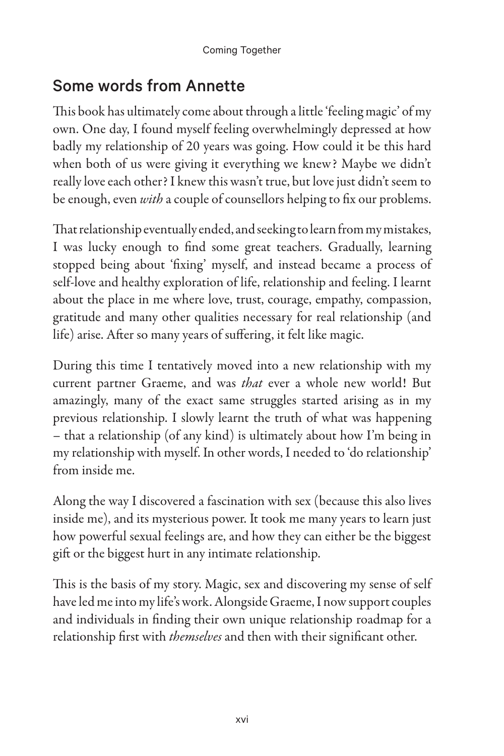## Some words from Annette

This book has ultimately come about through a little 'feeling magic' of my own. One day, I found myself feeling overwhelmingly depressed at how badly my relationship of 20 years was going. How could it be this hard when both of us were giving it everything we knew? Maybe we didn't really love each other? I knew this wasn't true, but love just didn't seem to be enough, even *with* a couple of counsellors helping to fix our problems.

That relationship eventually ended, and seeking to learn from my mistakes, I was lucky enough to find some great teachers. Gradually, learning stopped being about 'fixing' myself, and instead became a process of self-love and healthy exploration of life, relationship and feeling. I learnt about the place in me where love, trust, courage, empathy, compassion, gratitude and many other qualities necessary for real relationship (and life) arise. After so many years of suffering, it felt like magic.

During this time I tentatively moved into a new relationship with my current partner Graeme, and was *that* ever a whole new world! But amazingly, many of the exact same struggles started arising as in my previous relationship. I slowly learnt the truth of what was happening – that a relationship (of any kind) is ultimately about how I'm being in my relationship with myself. In other words, I needed to 'do relationship' from inside me.

Along the way I discovered a fascination with sex (because this also lives inside me), and its mysterious power. It took me many years to learn just how powerful sexual feelings are, and how they can either be the biggest gift or the biggest hurt in any intimate relationship.

This is the basis of my story. Magic, sex and discovering my sense of self have led me into my life's work. Alongside Graeme, I now support couples and individuals in finding their own unique relationship roadmap for a relationship first with *themselves* and then with their significant other.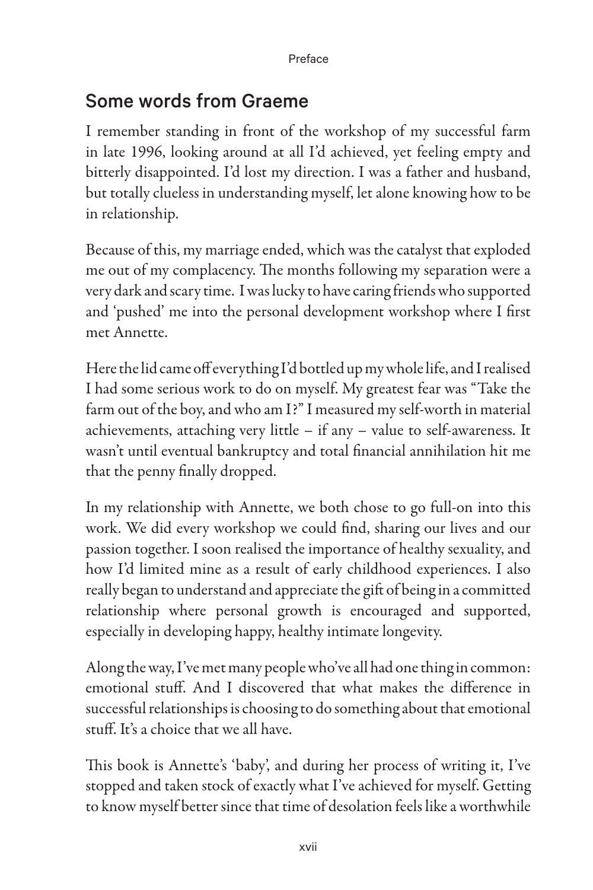## Some words from Graeme

I remember standing in front of the workshop of my successful farm in late 1996, looking around at all I'd achieved, yet feeling empty and bitterly disappointed. I'd lost my direction. I was a father and husband, but totally clueless in understanding myself, let alone knowing how to be in relationship.

Because of this, my marriage ended, which was the catalyst that exploded me out of my complacency. The months following my separation were a very dark and scary time. I was lucky to have caring friends who supported and 'pushed' me into the personal development workshop where I first met Annette.

Here the lid came off everything I'd bottled up my whole life, and I realised I had some serious work to do on myself. My greatest fear was "Take the farm out of the boy, and who am I?" I measured my self-worth in material achievements, attaching very little – if any – value to self-awareness. It wasn't until eventual bankruptcy and total financial annihilation hit me that the penny finally dropped.

In my relationship with Annette, we both chose to go full-on into this work. We did every workshop we could find, sharing our lives and our passion together. I soon realised the importance of healthy sexuality, and how I'd limited mine as a result of early childhood experiences. I also really began to understand and appreciate the gift of being in a committed relationship where personal growth is encouraged and supported, especially in developing happy, healthy intimate longevity.

Along the way, I've met many people who've all had one thing in common: emotional stuff. And I discovered that what makes the difference in successful relationships is choosing to do something about that emotional stuff. It's a choice that we all have.

This book is Annette's 'baby', and during her process of writing it, I've stopped and taken stock of exactly what I've achieved for myself. Getting to know myself better since that time of desolation feels like a worthwhile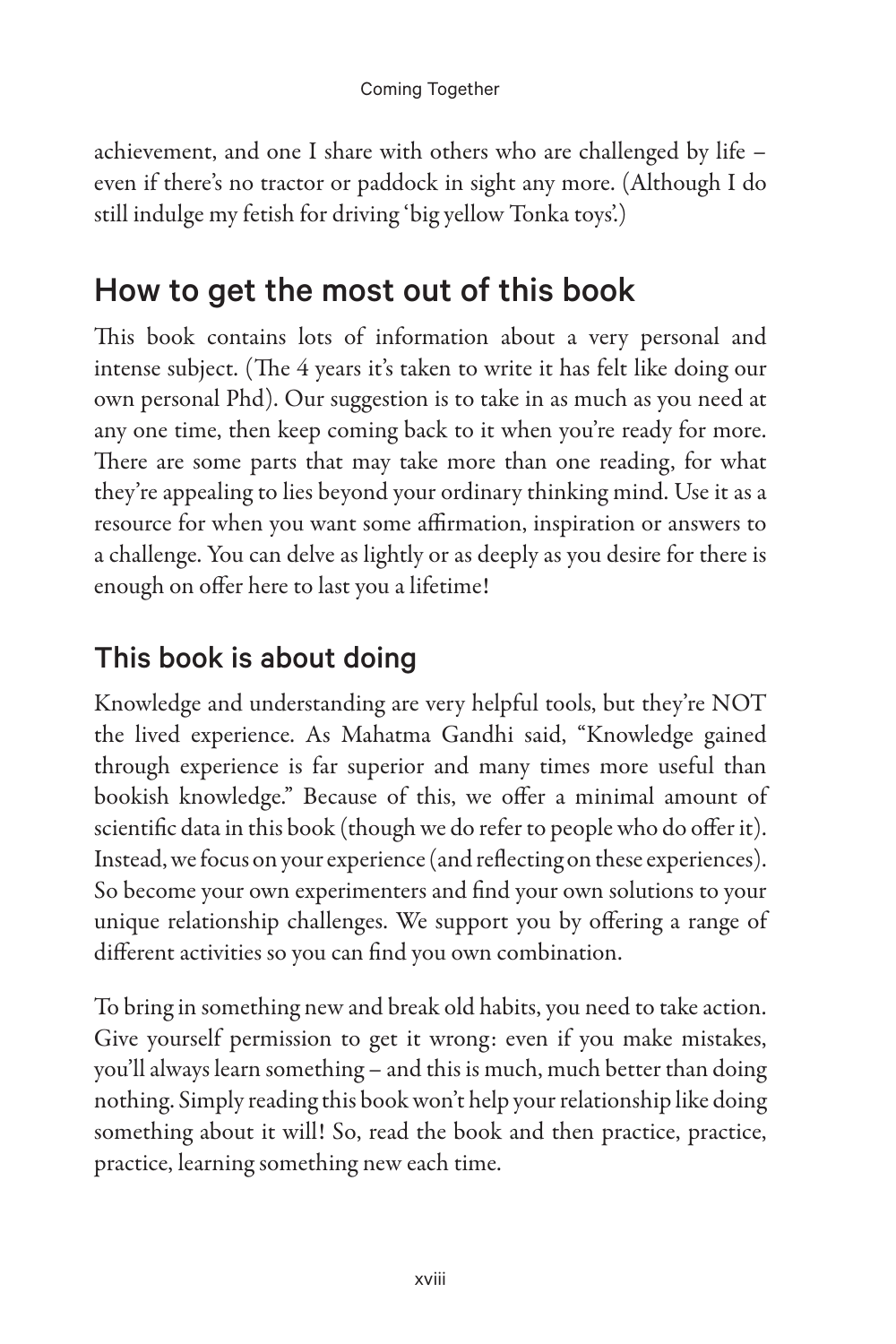achievement, and one I share with others who are challenged by life – even if there's no tractor or paddock in sight any more. (Although I do still indulge my fetish for driving 'big yellow Tonka toys'.)

## How to get the most out of this book

This book contains lots of information about a very personal and intense subject. (The 4 years it's taken to write it has felt like doing our own personal Phd). Our suggestion is to take in as much as you need at any one time, then keep coming back to it when you're ready for more. There are some parts that may take more than one reading, for what they're appealing to lies beyond your ordinary thinking mind. Use it as a resource for when you want some affirmation, inspiration or answers to a challenge. You can delve as lightly or as deeply as you desire for there is enough on offer here to last you a lifetime!

### This book is about doing

Knowledge and understanding are very helpful tools, but they're NOT the lived experience. As Mahatma Gandhi said, "Knowledge gained through experience is far superior and many times more useful than bookish knowledge." Because of this, we offer a minimal amount of scientific data in this book (though we do refer to people who do offer it). Instead, we focus on your experience (and reflecting on these experiences). So become your own experimenters and find your own solutions to your unique relationship challenges. We support you by offering a range of different activities so you can find you own combination.

To bring in something new and break old habits, you need to take action. Give yourself permission to get it wrong: even if you make mistakes, you'll always learn something – and this is much, much better than doing nothing. Simply reading this book won't help your relationship like doing something about it will! So, read the book and then practice, practice, practice, learning something new each time.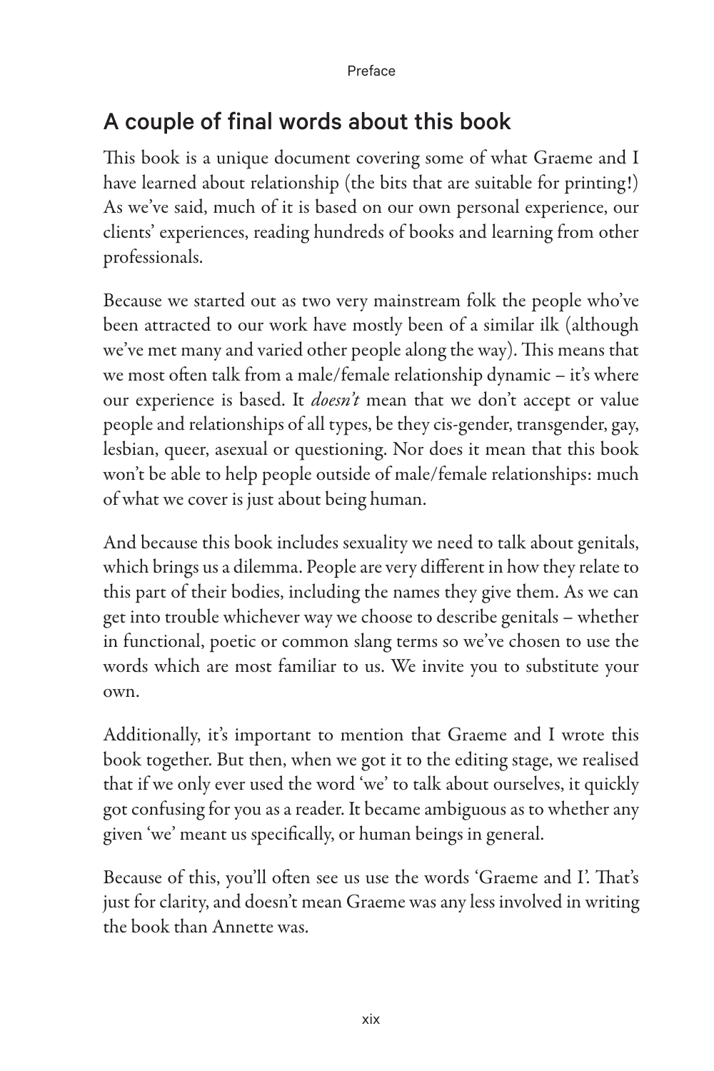## A couple of final words about this book

This book is a unique document covering some of what Graeme and I have learned about relationship (the bits that are suitable for printing!) As we've said, much of it is based on our own personal experience, our clients' experiences, reading hundreds of books and learning from other professionals.

Because we started out as two very mainstream folk the people who've been attracted to our work have mostly been of a similar ilk (although we've met many and varied other people along the way). This means that we most often talk from a male/female relationship dynamic – it's where our experience is based. It *doesn't* mean that we don't accept or value people and relationships of all types, be they cis-gender, transgender, gay, lesbian, queer, asexual or questioning. Nor does it mean that this book won't be able to help people outside of male/female relationships: much of what we cover is just about being human.

And because this book includes sexuality we need to talk about genitals, which brings us a dilemma. People are very different in how they relate to this part of their bodies, including the names they give them. As we can get into trouble whichever way we choose to describe genitals – whether in functional, poetic or common slang terms so we've chosen to use the words which are most familiar to us. We invite you to substitute your own.

Additionally, it's important to mention that Graeme and I wrote this book together. But then, when we got it to the editing stage, we realised that if we only ever used the word 'we' to talk about ourselves, it quickly got confusing for you as a reader. It became ambiguous as to whether any given 'we' meant us specifically, or human beings in general.

Because of this, you'll often see us use the words 'Graeme and I'. That's just for clarity, and doesn't mean Graeme was any less involved in writing the book than Annette was.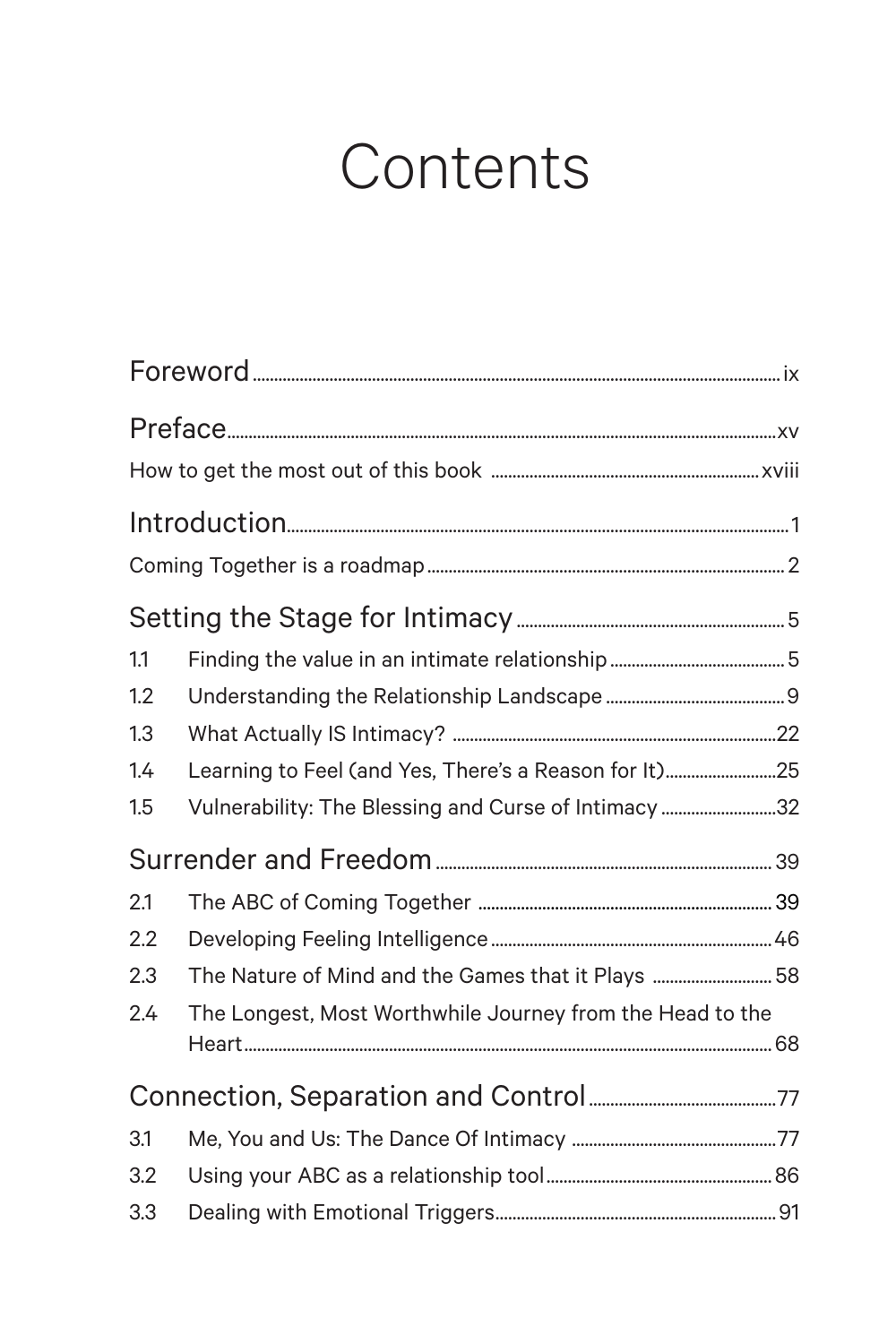# Contents

Foreword ix

Preface xv

How to get the most out of this book xviii

Introduction 1

Coming Together is a roadmap 2

Setting the Stage for Intimacy 5

1.1 Finding the value in an intimate relationship 5

1.2 Understanding the Relationship Landscape 9

1.3 What Actually IS Intimacy? 22

1.4 Learning to Feel (and Yes, There's a Reason for It) 25

1.5 Vulnerability: The Blessing and Curse of Intimacy 32

Surrender and Freedom 39

2.1 The ABC of Coming Together 39

2.2 Developing Feeling Intelligence 46

2.3 The Nature of Mind and the Games that it Plays 58

2.4 The Longest, Most Worthwhile Journey from the Head to the Heart 68

Connection, Separation and Control 77

3.1 Me, You and Us: The Dance Of Intimacy 77

3.2 Using your ABC as a relationship tool 86

3.3 Dealing with Emotional Triggers 91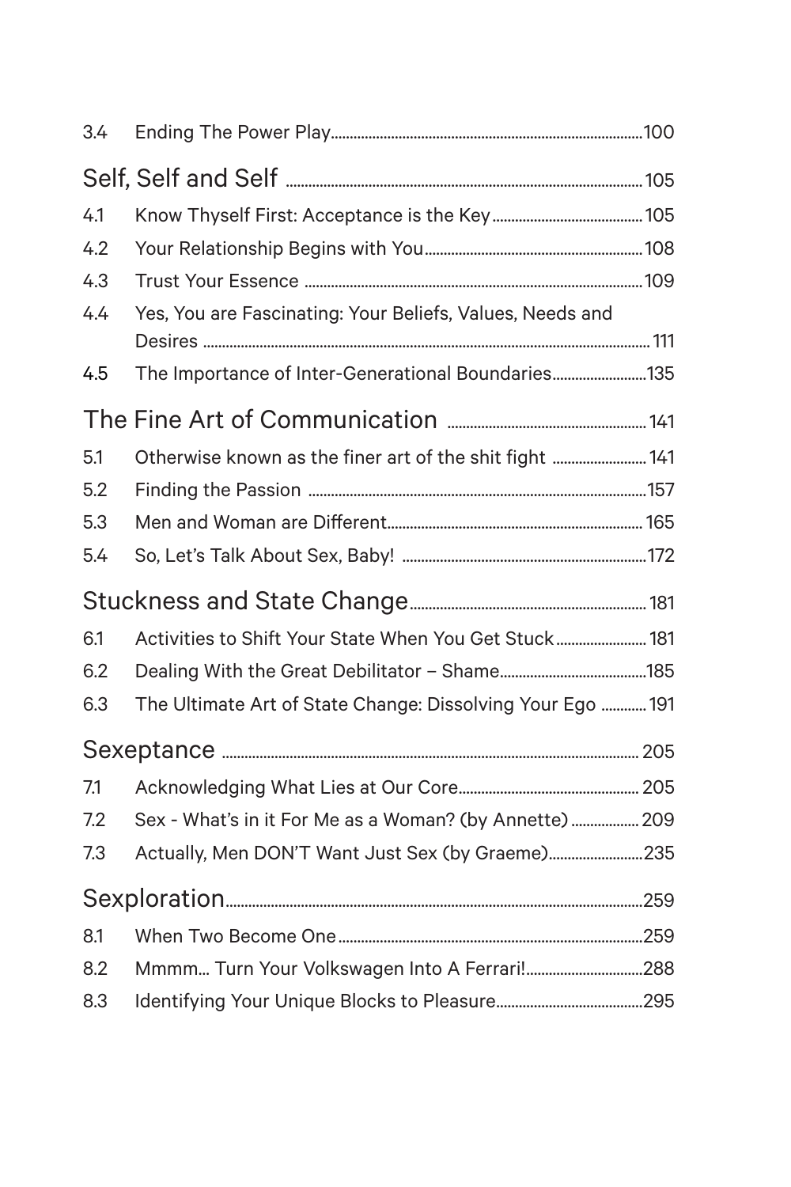| | | |
|---|---|---|
| 3.4 | Ending The Power Play | 100 |

## Self, Self and Self ........ 105

| | | |
|---|---|---|
| 4.1 | Know Thyself First: Acceptance is the Key | 105 |
| 4.2 | Your Relationship Begins with You | 108 |
| 4.3 | Trust Your Essence | 109 |
| 4.4 | Yes, You are Fascinating: Your Beliefs, Values, Needs and Desires | 111 |
| 4.5 | The Importance of Inter-Generational Boundaries | 135 |

## The Fine Art of Communication ........ 141

| | | |
|---|---|---|
| 5.1 | Otherwise known as the finer art of the shit fight | 141 |
| 5.2 | Finding the Passion | 157 |
| 5.3 | Men and Woman are Different | 165 |
| 5.4 | So, Let's Talk About Sex, Baby! | 172 |

## Stuckness and State Change ........ 181

| | | |
|---|---|---|
| 6.1 | Activities to Shift Your State When You Get Stuck | 181 |
| 6.2 | Dealing With the Great Debilitator – Shame | 185 |
| 6.3 | The Ultimate Art of State Change: Dissolving Your Ego | 191 |

## Sexeptance ........ 205

| | | |
|---|---|---|
| 7.1 | Acknowledging What Lies at Our Core | 205 |
| 7.2 | Sex - What's in it For Me as a Woman? (by Annette) | 209 |
| 7.3 | Actually, Men DON'T Want Just Sex (by Graeme) | 235 |

## Sexploration ........ 259

| | | |
|---|---|---|
| 8.1 | When Two Become One | 259 |
| 8.2 | Mmmm... Turn Your Volkswagen Into A Ferrari! | 288 |
| 8.3 | Identifying Your Unique Blocks to Pleasure | 295 |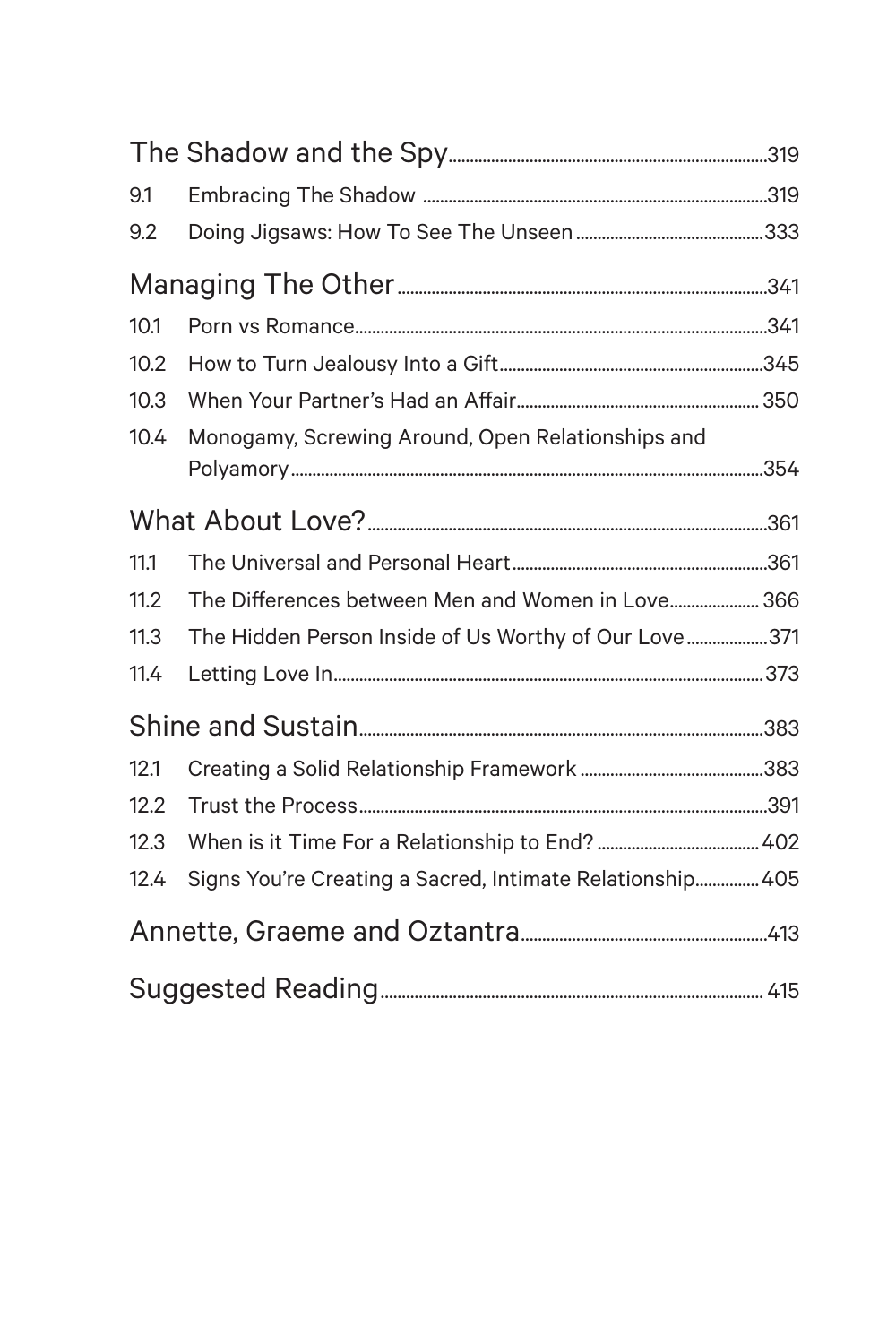| | | |
|---|---|---|
| **The Shadow and the Spy** | | 319 |
| 9.1 | Embracing The Shadow | 319 |
| 9.2 | Doing Jigsaws: How To See The Unseen | 333 |
| **Managing The Other** | | 341 |
| 10.1 | Porn vs Romance | 341 |
| 10.2 | How to Turn Jealousy Into a Gift | 345 |
| 10.3 | When Your Partner's Had an Affair | 350 |
| 10.4 | Monogamy, Screwing Around, Open Relationships and Polyamory | 354 |
| **What About Love?** | | 361 |
| 11.1 | The Universal and Personal Heart | 361 |
| 11.2 | The Differences between Men and Women in Love | 366 |
| 11.3 | The Hidden Person Inside of Us Worthy of Our Love | 371 |
| 11.4 | Letting Love In | 373 |
| **Shine and Sustain** | | 383 |
| 12.1 | Creating a Solid Relationship Framework | 383 |
| 12.2 | Trust the Process | 391 |
| 12.3 | When is it Time For a Relationship to End? | 402 |
| 12.4 | Signs You're Creating a Sacred, Intimate Relationship | 405 |
| **Annette, Graeme and Oztantra** | | 413 |
| **Suggested Reading** | | 415 |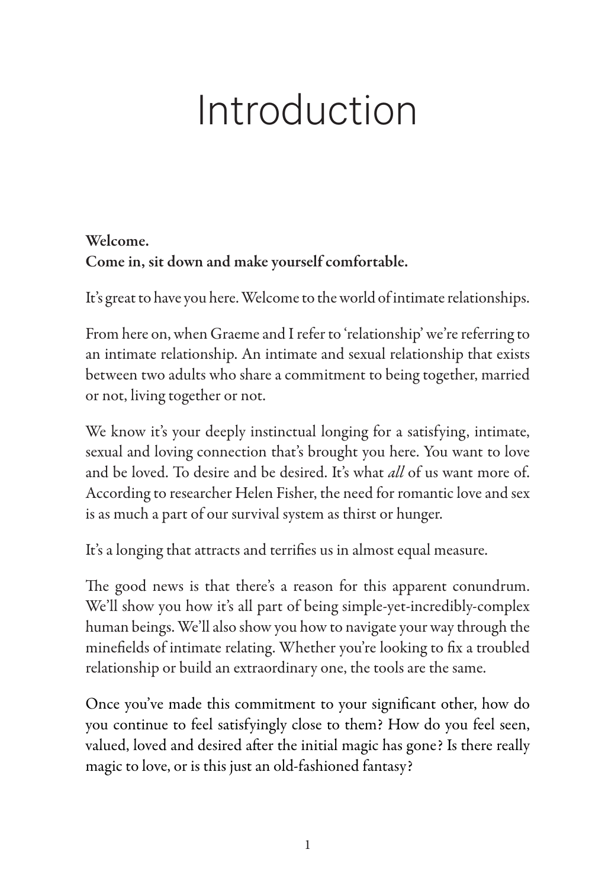# Introduction

**Welcome.**
**Come in, sit down and make yourself comfortable.**

It's great to have you here. Welcome to the world of intimate relationships.

From here on, when Graeme and I refer to 'relationship' we're referring to an intimate relationship. An intimate and sexual relationship that exists between two adults who share a commitment to being together, married or not, living together or not.

We know it's your deeply instinctual longing for a satisfying, intimate, sexual and loving connection that's brought you here. You want to love and be loved. To desire and be desired. It's what *all* of us want more of. According to researcher Helen Fisher, the need for romantic love and sex is as much a part of our survival system as thirst or hunger.

It's a longing that attracts and terrifies us in almost equal measure.

The good news is that there's a reason for this apparent conundrum. We'll show you how it's all part of being simple-yet-incredibly-complex human beings. We'll also show you how to navigate your way through the minefields of intimate relating. Whether you're looking to fix a troubled relationship or build an extraordinary one, the tools are the same.

Once you've made this commitment to your significant other, how do you continue to feel satisfyingly close to them? How do you feel seen, valued, loved and desired after the initial magic has gone? Is there really magic to love, or is this just an old-fashioned fantasy?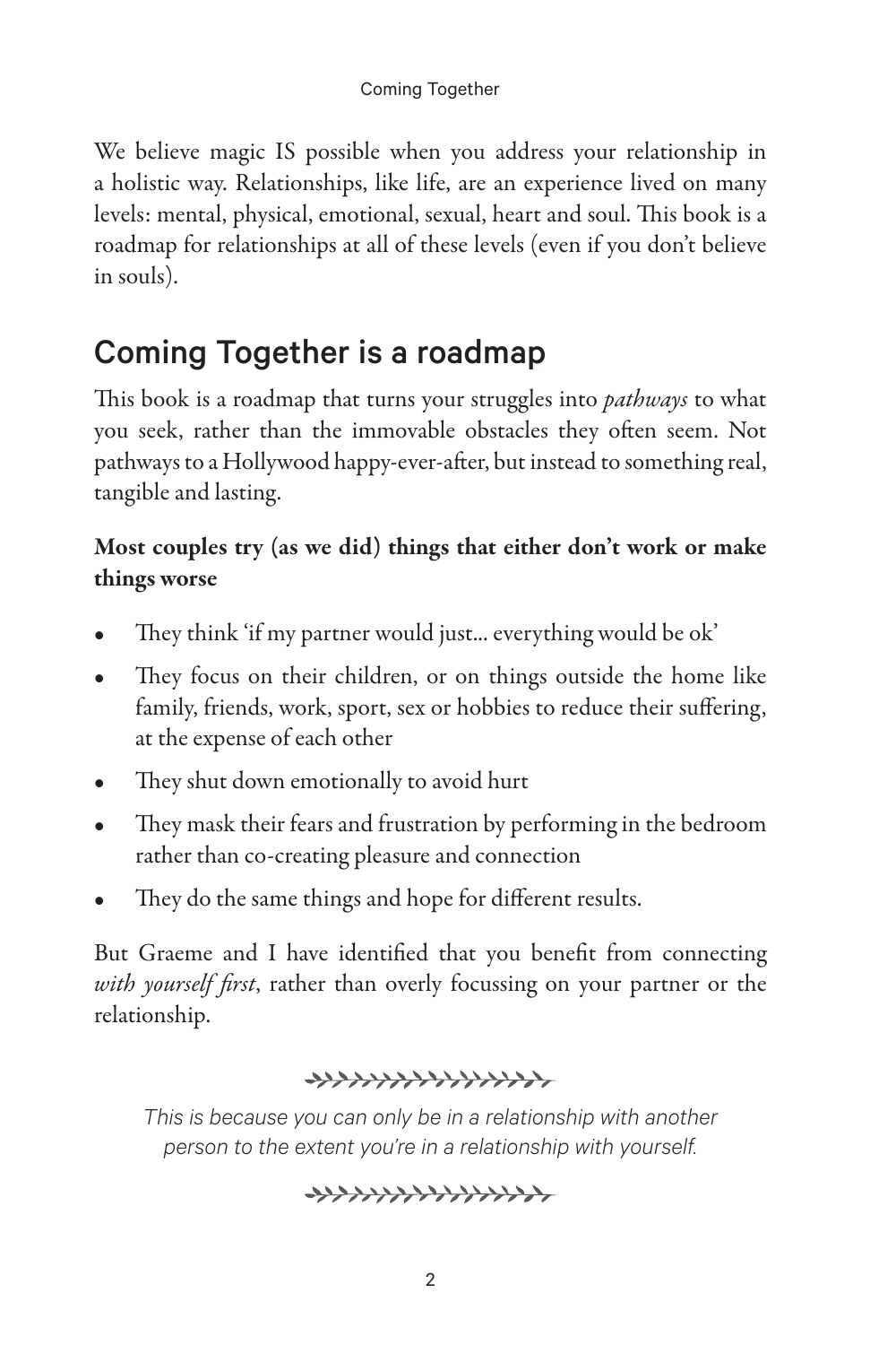We believe magic IS possible when you address your relationship in a holistic way. Relationships, like life, are an experience lived on many levels: mental, physical, emotional, sexual, heart and soul. This book is a roadmap for relationships at all of these levels (even if you don't believe in souls).

## Coming Together is a roadmap

This book is a roadmap that turns your struggles into *pathways* to what you seek, rather than the immovable obstacles they often seem. Not pathways to a Hollywood happy-ever-after, but instead to something real, tangible and lasting.

**Most couples try (as we did) things that either don't work or make things worse**

- They think 'if my partner would just... everything would be ok'
- They focus on their children, or on things outside the home like family, friends, work, sport, sex or hobbies to reduce their suffering, at the expense of each other
- They shut down emotionally to avoid hurt
- They mask their fears and frustration by performing in the bedroom rather than co-creating pleasure and connection
- They do the same things and hope for different results.

But Graeme and I have identified that you benefit from connecting *with yourself first*, rather than overly focussing on your partner or the relationship.

*This is because you can only be in a relationship with another person to the extent you're in a relationship with yourself.*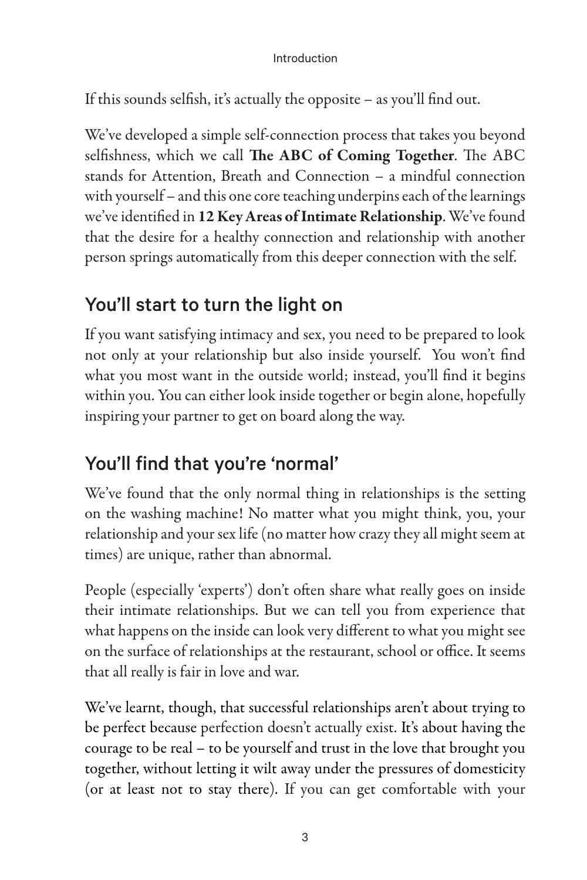If this sounds selfish, it's actually the opposite – as you'll find out.

We've developed a simple self-connection process that takes you beyond selfishness, which we call **The ABC of Coming Together**. The ABC stands for Attention, Breath and Connection – a mindful connection with yourself – and this one core teaching underpins each of the learnings we've identified in **12 Key Areas of Intimate Relationship**. We've found that the desire for a healthy connection and relationship with another person springs automatically from this deeper connection with the self.

## You'll start to turn the light on

If you want satisfying intimacy and sex, you need to be prepared to look not only at your relationship but also inside yourself. You won't find what you most want in the outside world; instead, you'll find it begins within you. You can either look inside together or begin alone, hopefully inspiring your partner to get on board along the way.

## You'll find that you're 'normal'

We've found that the only normal thing in relationships is the setting on the washing machine! No matter what you might think, you, your relationship and your sex life (no matter how crazy they all might seem at times) are unique, rather than abnormal.

People (especially 'experts') don't often share what really goes on inside their intimate relationships. But we can tell you from experience that what happens on the inside can look very different to what you might see on the surface of relationships at the restaurant, school or office. It seems that all really is fair in love and war.

We've learnt, though, that successful relationships aren't about trying to be perfect because perfection doesn't actually exist. It's about having the courage to be real – to be yourself and trust in the love that brought you together, without letting it wilt away under the pressures of domesticity (or at least not to stay there). If you can get comfortable with your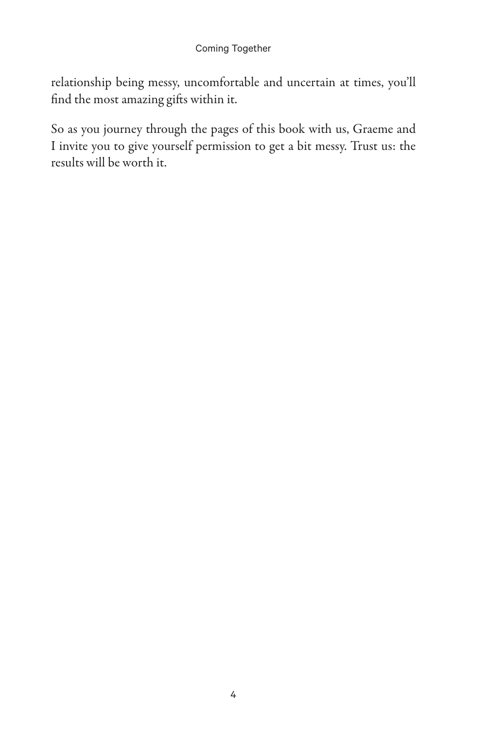relationship being messy, uncomfortable and uncertain at times, you'll find the most amazing gifts within it.

So as you journey through the pages of this book with us, Graeme and I invite you to give yourself permission to get a bit messy. Trust us: the results will be worth it.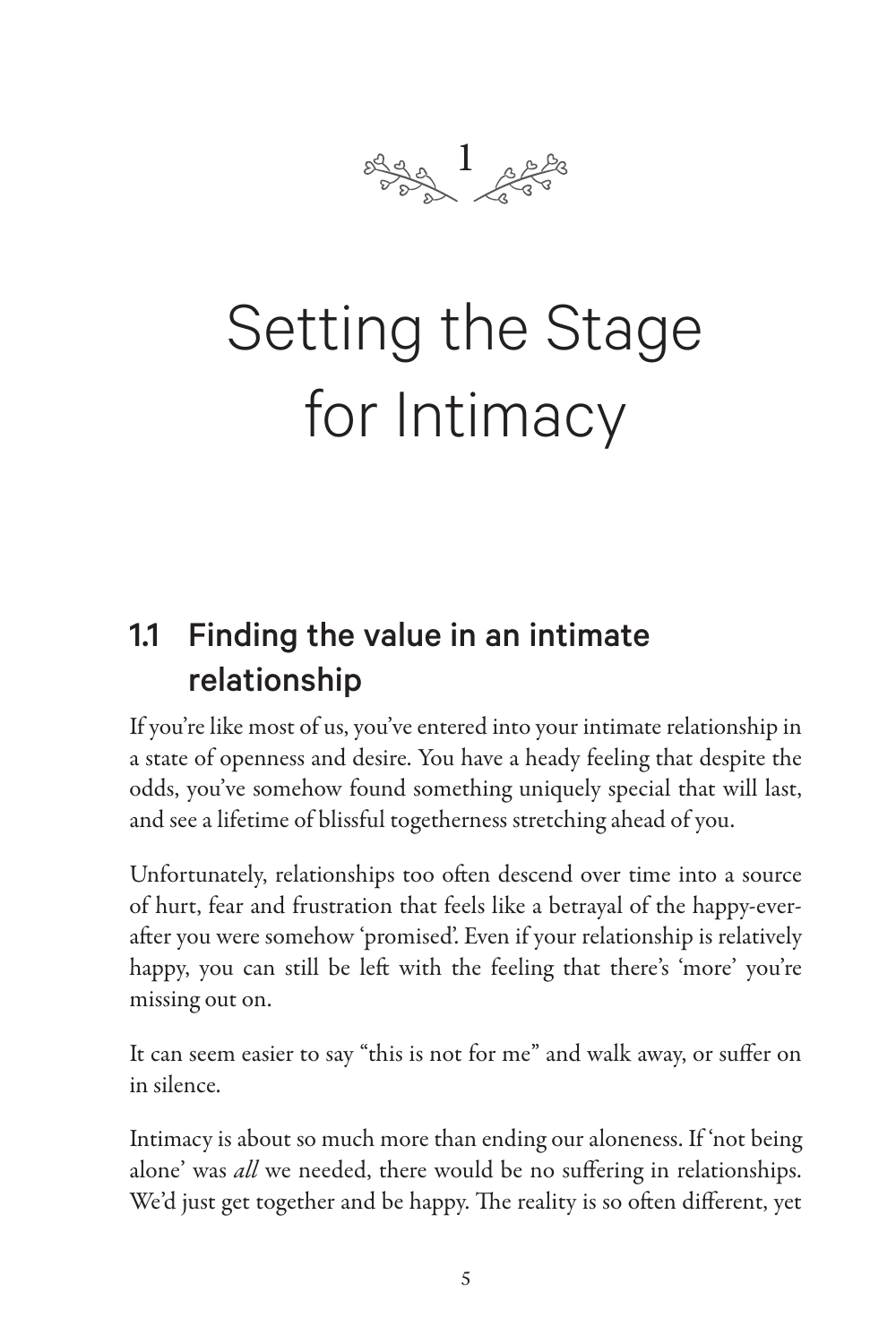# 1

# Setting the Stage for Intimacy

## 1.1 Finding the value in an intimate relationship

If you're like most of us, you've entered into your intimate relationship in a state of openness and desire. You have a heady feeling that despite the odds, you've somehow found something uniquely special that will last, and see a lifetime of blissful togetherness stretching ahead of you.

Unfortunately, relationships too often descend over time into a source of hurt, fear and frustration that feels like a betrayal of the happy-ever-after you were somehow 'promised'. Even if your relationship is relatively happy, you can still be left with the feeling that there's 'more' you're missing out on.

It can seem easier to say "this is not for me" and walk away, or suffer on in silence.

Intimacy is about so much more than ending our aloneness. If 'not being alone' was *all* we needed, there would be no suffering in relationships. We'd just get together and be happy. The reality is so often different, yet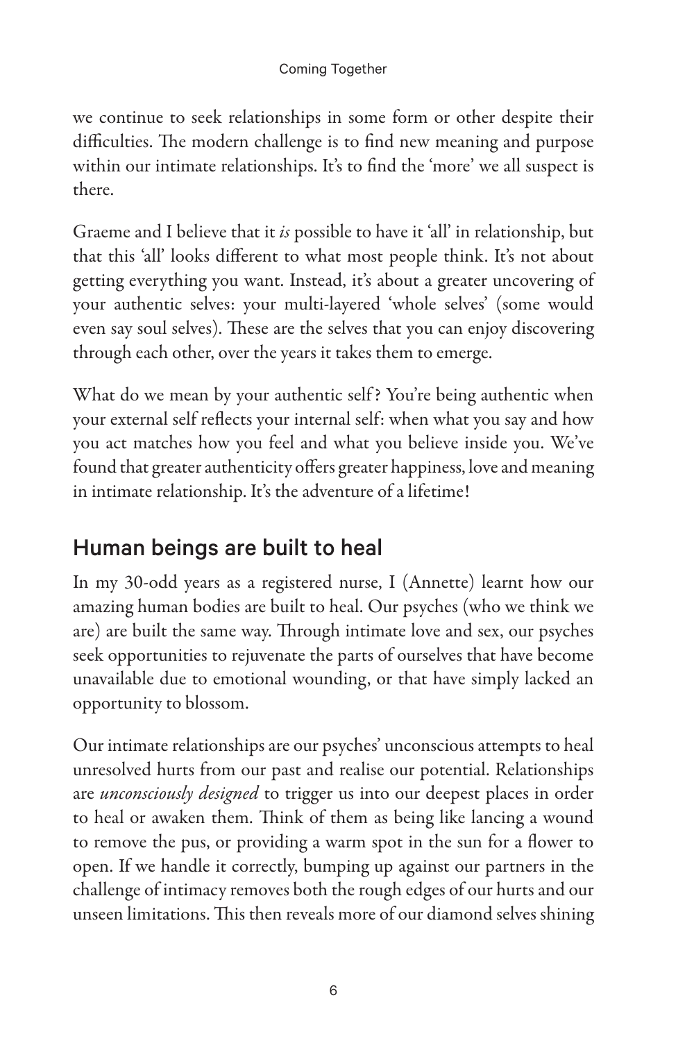we continue to seek relationships in some form or other despite their difficulties. The modern challenge is to find new meaning and purpose within our intimate relationships. It's to find the 'more' we all suspect is there.

Graeme and I believe that it *is* possible to have it 'all' in relationship, but that this 'all' looks different to what most people think. It's not about getting everything you want. Instead, it's about a greater uncovering of your authentic selves: your multi-layered 'whole selves' (some would even say soul selves). These are the selves that you can enjoy discovering through each other, over the years it takes them to emerge.

What do we mean by your authentic self? You're being authentic when your external self reflects your internal self: when what you say and how you act matches how you feel and what you believe inside you. We've found that greater authenticity offers greater happiness, love and meaning in intimate relationship. It's the adventure of a lifetime!

## Human beings are built to heal

In my 30-odd years as a registered nurse, I (Annette) learnt how our amazing human bodies are built to heal. Our psyches (who we think we are) are built the same way. Through intimate love and sex, our psyches seek opportunities to rejuvenate the parts of ourselves that have become unavailable due to emotional wounding, or that have simply lacked an opportunity to blossom.

Our intimate relationships are our psyches' unconscious attempts to heal unresolved hurts from our past and realise our potential. Relationships are *unconsciously designed* to trigger us into our deepest places in order to heal or awaken them. Think of them as being like lancing a wound to remove the pus, or providing a warm spot in the sun for a flower to open. If we handle it correctly, bumping up against our partners in the challenge of intimacy removes both the rough edges of our hurts and our unseen limitations. This then reveals more of our diamond selves shining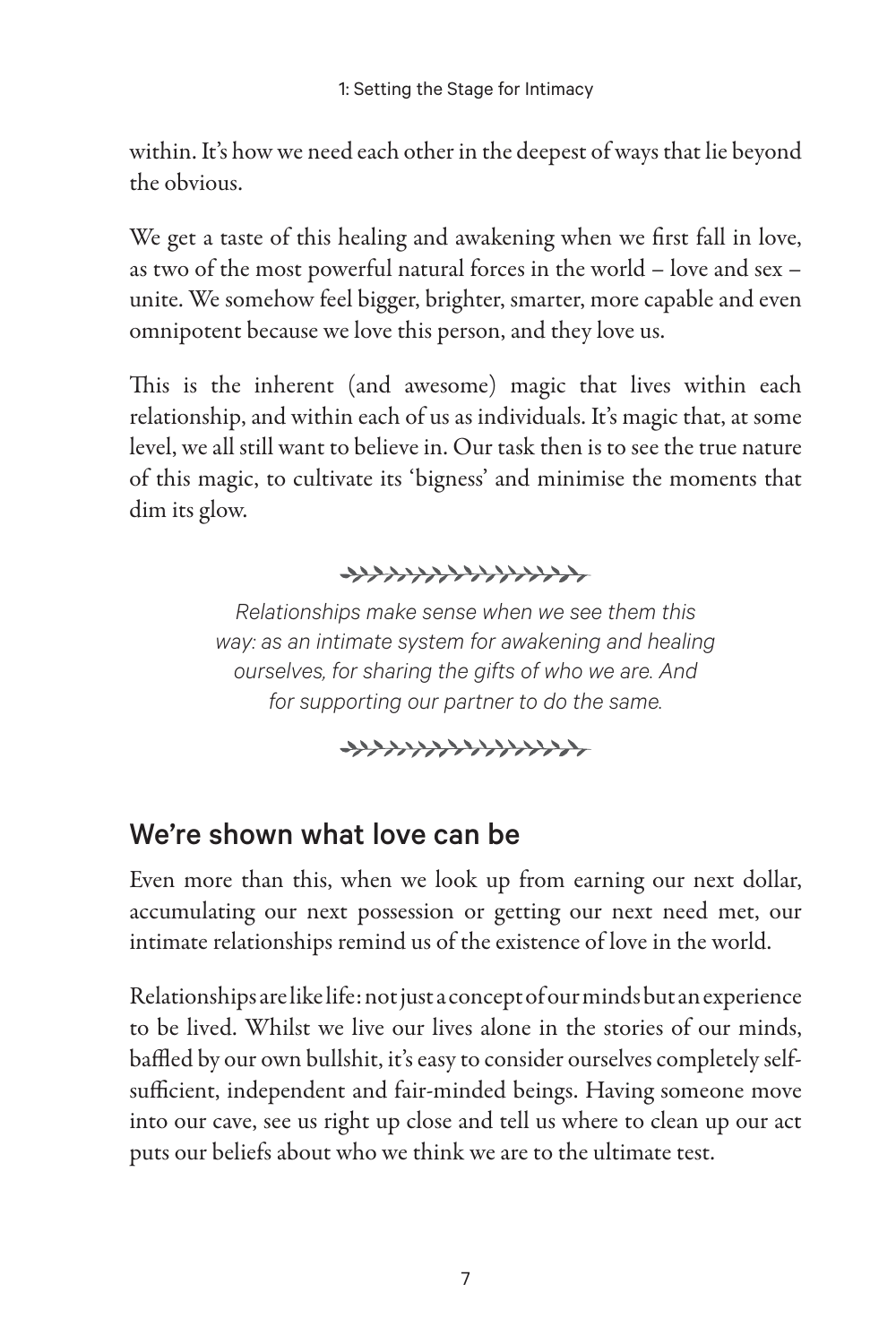within. It's how we need each other in the deepest of ways that lie beyond the obvious.

We get a taste of this healing and awakening when we first fall in love, as two of the most powerful natural forces in the world – love and sex – unite. We somehow feel bigger, brighter, smarter, more capable and even omnipotent because we love this person, and they love us.

This is the inherent (and awesome) magic that lives within each relationship, and within each of us as individuals. It's magic that, at some level, we all still want to believe in. Our task then is to see the true nature of this magic, to cultivate its 'bigness' and minimise the moments that dim its glow.

*Relationships make sense when we see them this way: as an intimate system for awakening and healing ourselves, for sharing the gifts of who we are. And for supporting our partner to do the same.*

## We're shown what love can be

Even more than this, when we look up from earning our next dollar, accumulating our next possession or getting our next need met, our intimate relationships remind us of the existence of love in the world.

Relationships are like life: not just a concept of our minds but an experience to be lived. Whilst we live our lives alone in the stories of our minds, baffled by our own bullshit, it's easy to consider ourselves completely self-sufficient, independent and fair-minded beings. Having someone move into our cave, see us right up close and tell us where to clean up our act puts our beliefs about who we think we are to the ultimate test.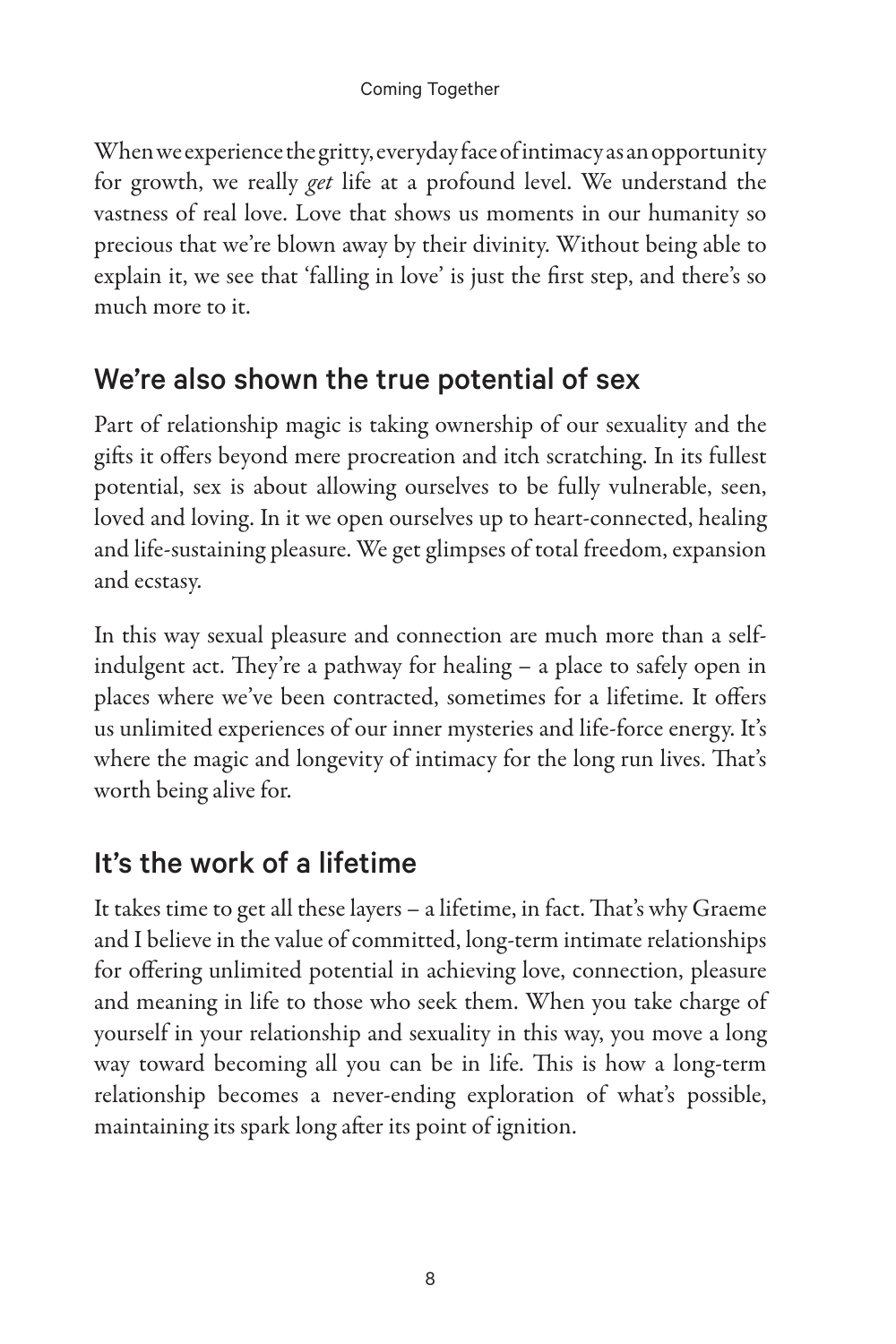When we experience the gritty, everyday face of intimacy as an opportunity for growth, we really *get* life at a profound level. We understand the vastness of real love. Love that shows us moments in our humanity so precious that we're blown away by their divinity. Without being able to explain it, we see that 'falling in love' is just the first step, and there's so much more to it.

## We're also shown the true potential of sex

Part of relationship magic is taking ownership of our sexuality and the gifts it offers beyond mere procreation and itch scratching. In its fullest potential, sex is about allowing ourselves to be fully vulnerable, seen, loved and loving. In it we open ourselves up to heart-connected, healing and life-sustaining pleasure. We get glimpses of total freedom, expansion and ecstasy.

In this way sexual pleasure and connection are much more than a self-indulgent act. They're a pathway for healing – a place to safely open in places where we've been contracted, sometimes for a lifetime. It offers us unlimited experiences of our inner mysteries and life-force energy. It's where the magic and longevity of intimacy for the long run lives. That's worth being alive for.

## It's the work of a lifetime

It takes time to get all these layers – a lifetime, in fact. That's why Graeme and I believe in the value of committed, long-term intimate relationships for offering unlimited potential in achieving love, connection, pleasure and meaning in life to those who seek them. When you take charge of yourself in your relationship and sexuality in this way, you move a long way toward becoming all you can be in life. This is how a long-term relationship becomes a never-ending exploration of what's possible, maintaining its spark long after its point of ignition.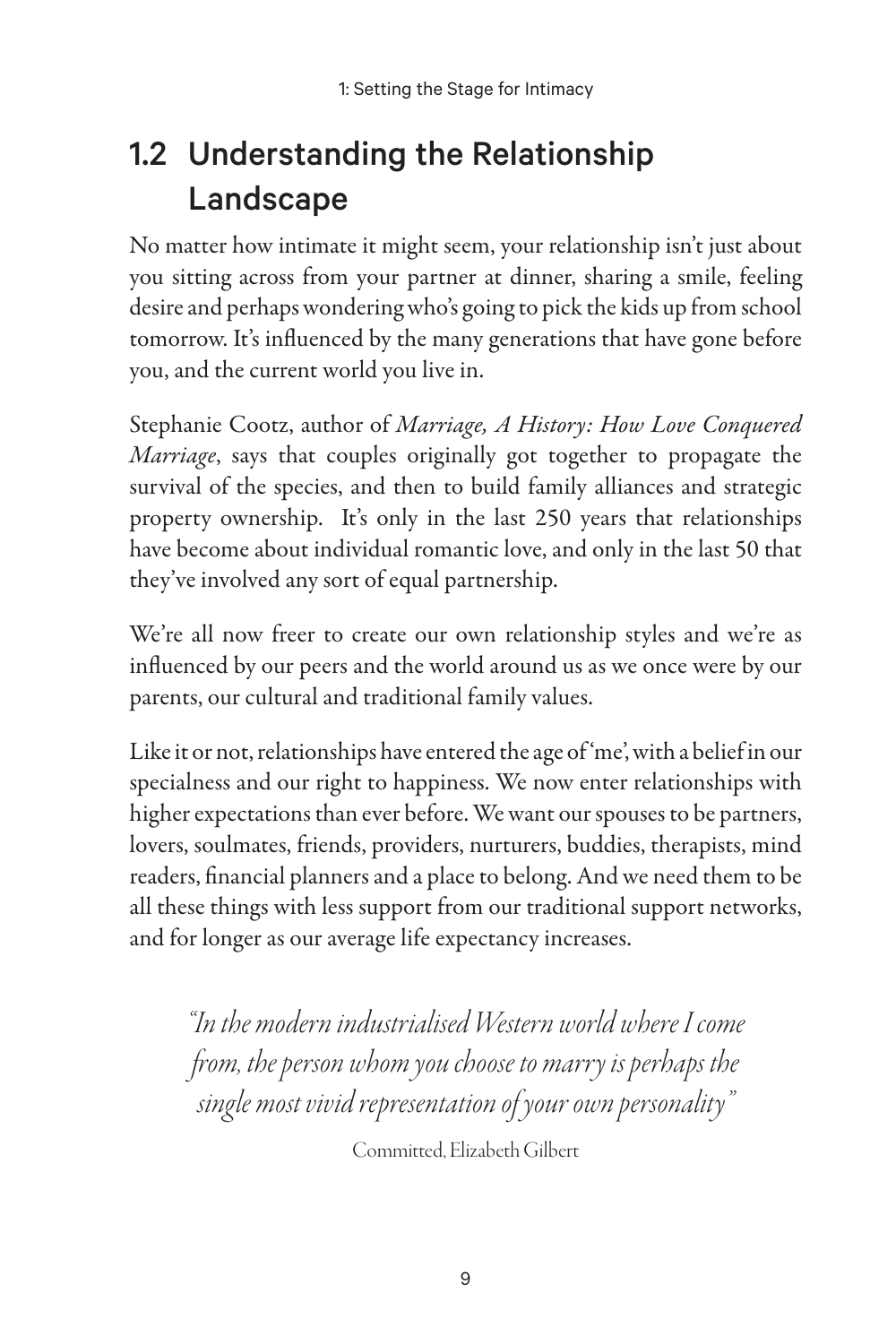## 1.2 Understanding the Relationship Landscape

No matter how intimate it might seem, your relationship isn't just about you sitting across from your partner at dinner, sharing a smile, feeling desire and perhaps wondering who's going to pick the kids up from school tomorrow. It's influenced by the many generations that have gone before you, and the current world you live in.

Stephanie Cootz, author of *Marriage, A History: How Love Conquered Marriage*, says that couples originally got together to propagate the survival of the species, and then to build family alliances and strategic property ownership. It's only in the last 250 years that relationships have become about individual romantic love, and only in the last 50 that they've involved any sort of equal partnership.

We're all now freer to create our own relationship styles and we're as influenced by our peers and the world around us as we once were by our parents, our cultural and traditional family values.

Like it or not, relationships have entered the age of 'me', with a belief in our specialness and our right to happiness. We now enter relationships with higher expectations than ever before. We want our spouses to be partners, lovers, soulmates, friends, providers, nurturers, buddies, therapists, mind readers, financial planners and a place to belong. And we need them to be all these things with less support from our traditional support networks, and for longer as our average life expectancy increases.

> *"In the modern industrialised Western world where I come from, the person whom you choose to marry is perhaps the single most vivid representation of your own personality"*
>
> Committed, Elizabeth Gilbert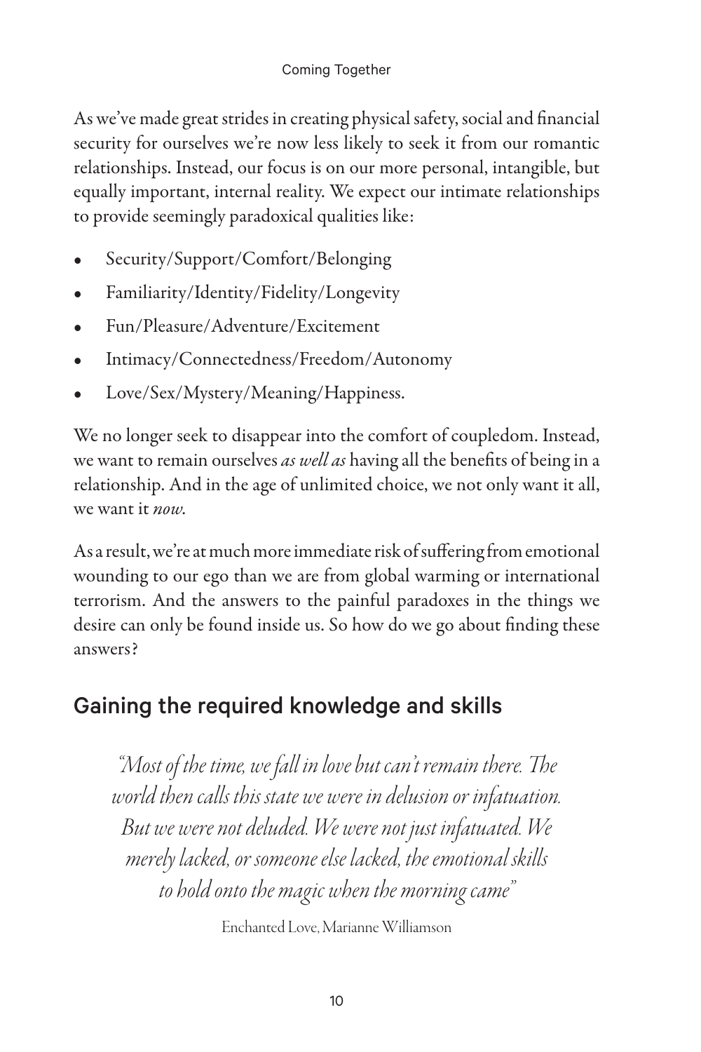As we've made great strides in creating physical safety, social and financial security for ourselves we're now less likely to seek it from our romantic relationships. Instead, our focus is on our more personal, intangible, but equally important, internal reality. We expect our intimate relationships to provide seemingly paradoxical qualities like:

- Security/Support/Comfort/Belonging
- Familiarity/Identity/Fidelity/Longevity
- Fun/Pleasure/Adventure/Excitement
- Intimacy/Connectedness/Freedom/Autonomy
- Love/Sex/Mystery/Meaning/Happiness.

We no longer seek to disappear into the comfort of coupledom. Instead, we want to remain ourselves *as well as* having all the benefits of being in a relationship. And in the age of unlimited choice, we not only want it all, we want it *now*.

As a result, we're at much more immediate risk of suffering from emotional wounding to our ego than we are from global warming or international terrorism. And the answers to the painful paradoxes in the things we desire can only be found inside us. So how do we go about finding these answers?

## Gaining the required knowledge and skills

*"Most of the time, we fall in love but can't remain there. The world then calls this state we were in delusion or infatuation. But we were not deluded. We were not just infatuated. We merely lacked, or someone else lacked, the emotional skills to hold onto the magic when the morning came"*

Enchanted Love, Marianne Williamson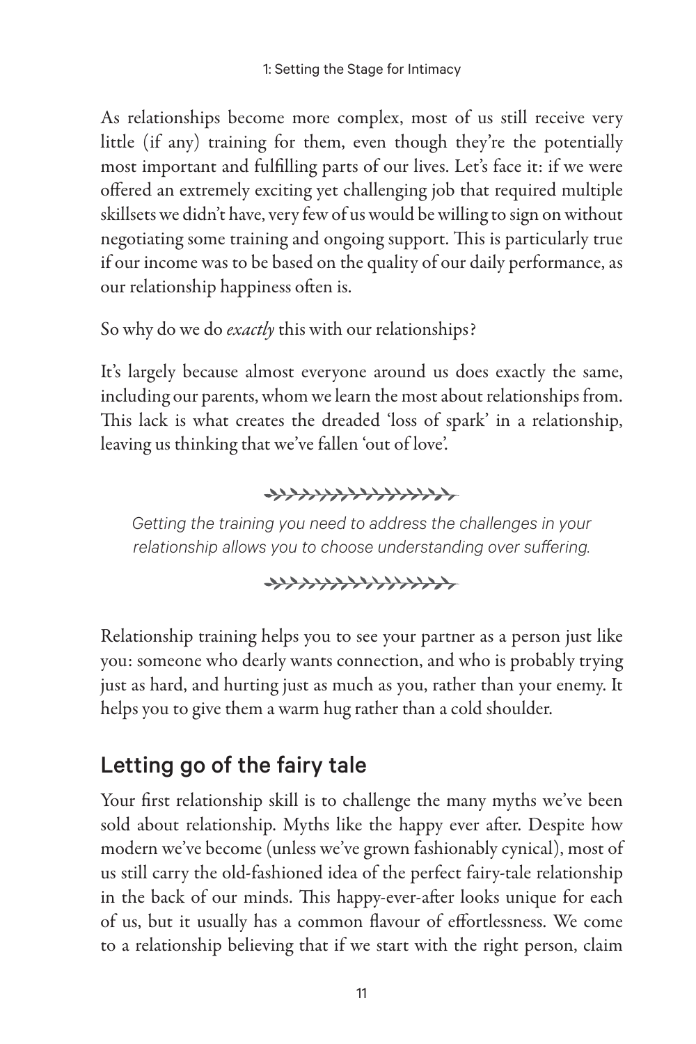As relationships become more complex, most of us still receive very little (if any) training for them, even though they're the potentially most important and fulfilling parts of our lives. Let's face it: if we were offered an extremely exciting yet challenging job that required multiple skillsets we didn't have, very few of us would be willing to sign on without negotiating some training and ongoing support. This is particularly true if our income was to be based on the quality of our daily performance, as our relationship happiness often is.

So why do we do *exactly* this with our relationships?

It's largely because almost everyone around us does exactly the same, including our parents, whom we learn the most about relationships from. This lack is what creates the dreaded 'loss of spark' in a relationship, leaving us thinking that we've fallen 'out of love'.

*Getting the training you need to address the challenges in your relationship allows you to choose understanding over suffering.*

Relationship training helps you to see your partner as a person just like you: someone who dearly wants connection, and who is probably trying just as hard, and hurting just as much as you, rather than your enemy. It helps you to give them a warm hug rather than a cold shoulder.

## Letting go of the fairy tale

Your first relationship skill is to challenge the many myths we've been sold about relationship. Myths like the happy ever after. Despite how modern we've become (unless we've grown fashionably cynical), most of us still carry the old-fashioned idea of the perfect fairy-tale relationship in the back of our minds. This happy-ever-after looks unique for each of us, but it usually has a common flavour of effortlessness. We come to a relationship believing that if we start with the right person, claim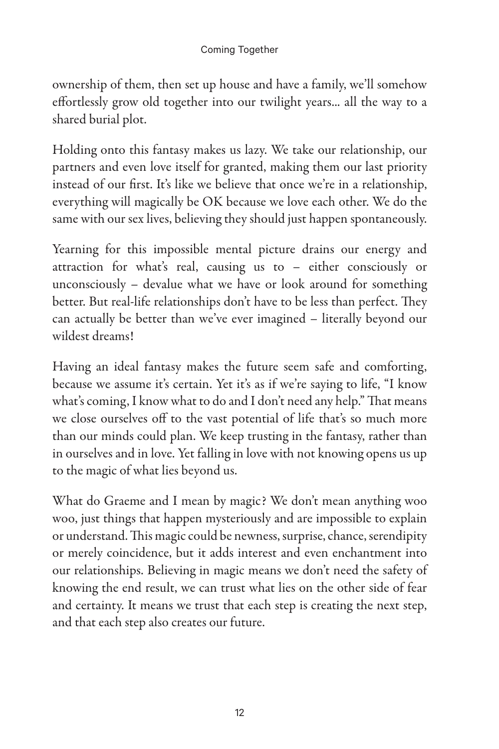ownership of them, then set up house and have a family, we'll somehow effortlessly grow old together into our twilight years... all the way to a shared burial plot.

Holding onto this fantasy makes us lazy. We take our relationship, our partners and even love itself for granted, making them our last priority instead of our first. It's like we believe that once we're in a relationship, everything will magically be OK because we love each other. We do the same with our sex lives, believing they should just happen spontaneously.

Yearning for this impossible mental picture drains our energy and attraction for what's real, causing us to – either consciously or unconsciously – devalue what we have or look around for something better. But real-life relationships don't have to be less than perfect. They can actually be better than we've ever imagined – literally beyond our wildest dreams!

Having an ideal fantasy makes the future seem safe and comforting, because we assume it's certain. Yet it's as if we're saying to life, "I know what's coming, I know what to do and I don't need any help." That means we close ourselves off to the vast potential of life that's so much more than our minds could plan. We keep trusting in the fantasy, rather than in ourselves and in love. Yet falling in love with not knowing opens us up to the magic of what lies beyond us.

What do Graeme and I mean by magic? We don't mean anything woo woo, just things that happen mysteriously and are impossible to explain or understand. This magic could be newness, surprise, chance, serendipity or merely coincidence, but it adds interest and even enchantment into our relationships. Believing in magic means we don't need the safety of knowing the end result, we can trust what lies on the other side of fear and certainty. It means we trust that each step is creating the next step, and that each step also creates our future.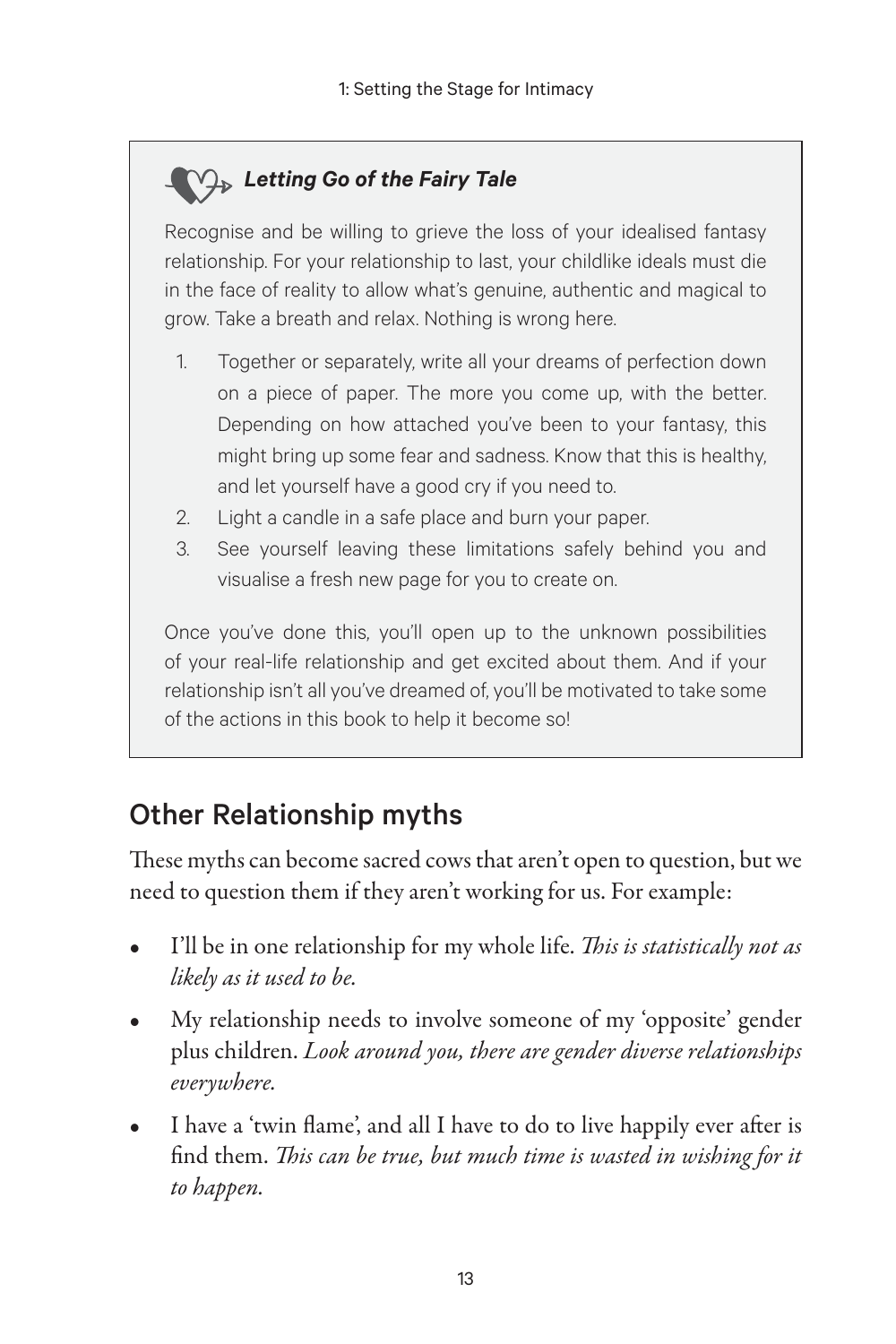### *Letting Go of the Fairy Tale*

Recognise and be willing to grieve the loss of your idealised fantasy relationship. For your relationship to last, your childlike ideals must die in the face of reality to allow what's genuine, authentic and magical to grow. Take a breath and relax. Nothing is wrong here.

1. Together or separately, write all your dreams of perfection down on a piece of paper. The more you come up, with the better. Depending on how attached you've been to your fantasy, this might bring up some fear and sadness. Know that this is healthy, and let yourself have a good cry if you need to.
2. Light a candle in a safe place and burn your paper.
3. See yourself leaving these limitations safely behind you and visualise a fresh new page for you to create on.

Once you've done this, you'll open up to the unknown possibilities of your real-life relationship and get excited about them. And if your relationship isn't all you've dreamed of, you'll be motivated to take some of the actions in this book to help it become so!

## Other Relationship myths

These myths can become sacred cows that aren't open to question, but we need to question them if they aren't working for us. For example:

- I'll be in one relationship for my whole life. *This is statistically not as likely as it used to be.*
- My relationship needs to involve someone of my 'opposite' gender plus children. *Look around you, there are gender diverse relationships everywhere.*
- I have a 'twin flame', and all I have to do to live happily ever after is find them. *This can be true, but much time is wasted in wishing for it to happen.*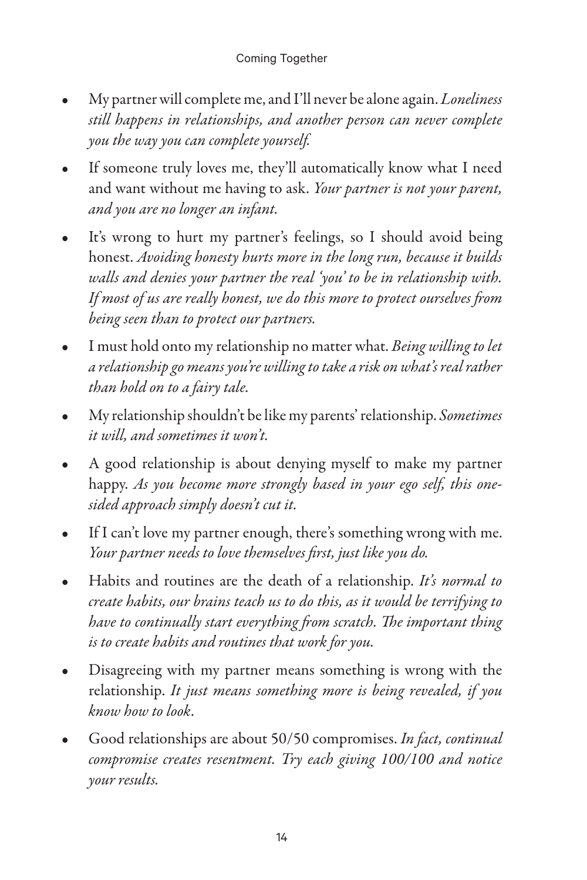- My partner will complete me, and I'll never be alone again. *Loneliness still happens in relationships, and another person can never complete you the way you can complete yourself.*
- If someone truly loves me, they'll automatically know what I need and want without me having to ask. *Your partner is not your parent, and you are no longer an infant.*
- It's wrong to hurt my partner's feelings, so I should avoid being honest. *Avoiding honesty hurts more in the long run, because it builds walls and denies your partner the real 'you' to be in relationship with. If most of us are really honest, we do this more to protect ourselves from being seen than to protect our partners.*
- I must hold onto my relationship no matter what. *Being willing to let a relationship go means you're willing to take a risk on what's real rather than hold on to a fairy tale.*
- My relationship shouldn't be like my parents' relationship. *Sometimes it will, and sometimes it won't.*
- A good relationship is about denying myself to make my partner happy. *As you become more strongly based in your ego self, this one-sided approach simply doesn't cut it.*
- If I can't love my partner enough, there's something wrong with me. *Your partner needs to love themselves first, just like you do.*
- Habits and routines are the death of a relationship. *It's normal to create habits, our brains teach us to do this, as it would be terrifying to have to continually start everything from scratch. The important thing is to create habits and routines that work for you.*
- Disagreeing with my partner means something is wrong with the relationship. *It just means something more is being revealed, if you know how to look*.
- Good relationships are about 50/50 compromises. *In fact, continual compromise creates resentment. Try each giving 100/100 and notice your results.*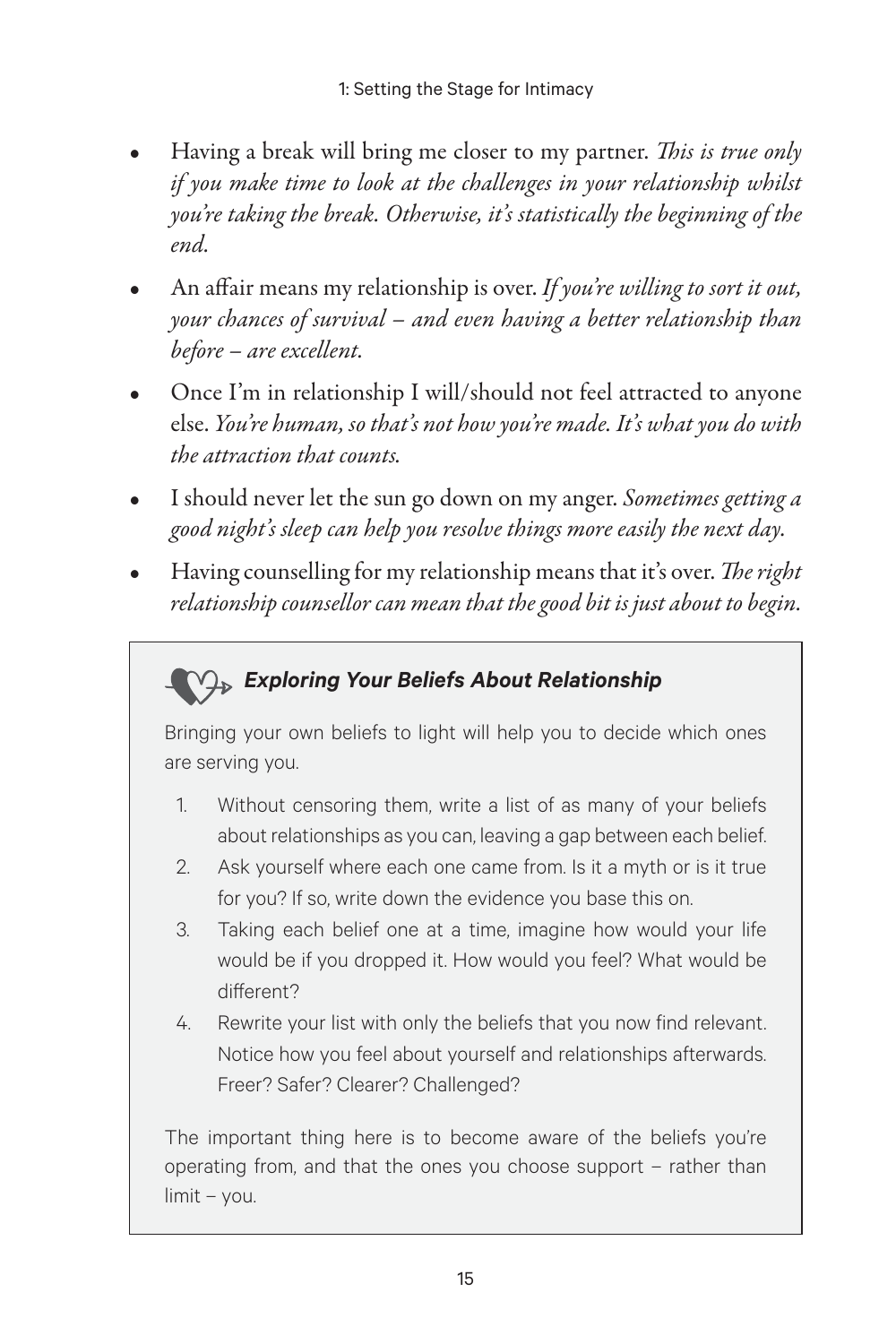- Having a break will bring me closer to my partner. *This is true only if you make time to look at the challenges in your relationship whilst you're taking the break. Otherwise, it's statistically the beginning of the end.*
- An affair means my relationship is over. *If you're willing to sort it out, your chances of survival – and even having a better relationship than before – are excellent.*
- Once I'm in relationship I will/should not feel attracted to anyone else. *You're human, so that's not how you're made. It's what you do with the attraction that counts.*
- I should never let the sun go down on my anger. *Sometimes getting a good night's sleep can help you resolve things more easily the next day.*
- Having counselling for my relationship means that it's over. *The right relationship counsellor can mean that the good bit is just about to begin.*

### ***Exploring Your Beliefs About Relationship***

Bringing your own beliefs to light will help you to decide which ones are serving you.

1. Without censoring them, write a list of as many of your beliefs about relationships as you can, leaving a gap between each belief.
2. Ask yourself where each one came from. Is it a myth or is it true for you? If so, write down the evidence you base this on.
3. Taking each belief one at a time, imagine how would your life would be if you dropped it. How would you feel? What would be different?
4. Rewrite your list with only the beliefs that you now find relevant. Notice how you feel about yourself and relationships afterwards. Freer? Safer? Clearer? Challenged?

The important thing here is to become aware of the beliefs you're operating from, and that the ones you choose support – rather than limit – you.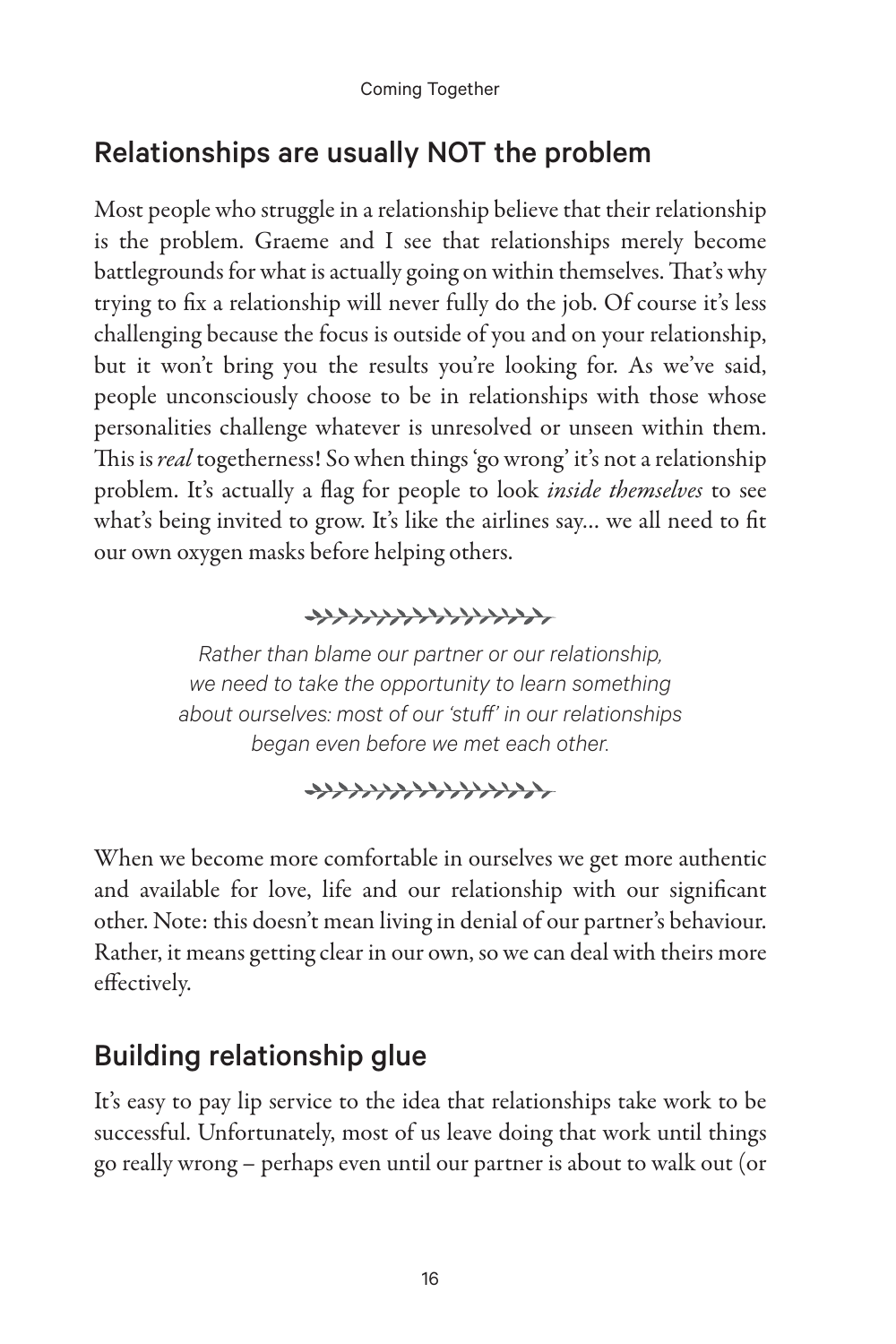## Relationships are usually NOT the problem

Most people who struggle in a relationship believe that their relationship is the problem. Graeme and I see that relationships merely become battlegrounds for what is actually going on within themselves. That's why trying to fix a relationship will never fully do the job. Of course it's less challenging because the focus is outside of you and on your relationship, but it won't bring you the results you're looking for. As we've said, people unconsciously choose to be in relationships with those whose personalities challenge whatever is unresolved or unseen within them. This is *real* togetherness! So when things 'go wrong' it's not a relationship problem. It's actually a flag for people to look *inside themselves* to see what's being invited to grow. It's like the airlines say… we all need to fit our own oxygen masks before helping others.

*Rather than blame our partner or our relationship, we need to take the opportunity to learn something about ourselves: most of our 'stuff' in our relationships began even before we met each other.*

When we become more comfortable in ourselves we get more authentic and available for love, life and our relationship with our significant other. Note: this doesn't mean living in denial of our partner's behaviour. Rather, it means getting clear in our own, so we can deal with theirs more effectively.

## Building relationship glue

It's easy to pay lip service to the idea that relationships take work to be successful. Unfortunately, most of us leave doing that work until things go really wrong – perhaps even until our partner is about to walk out (or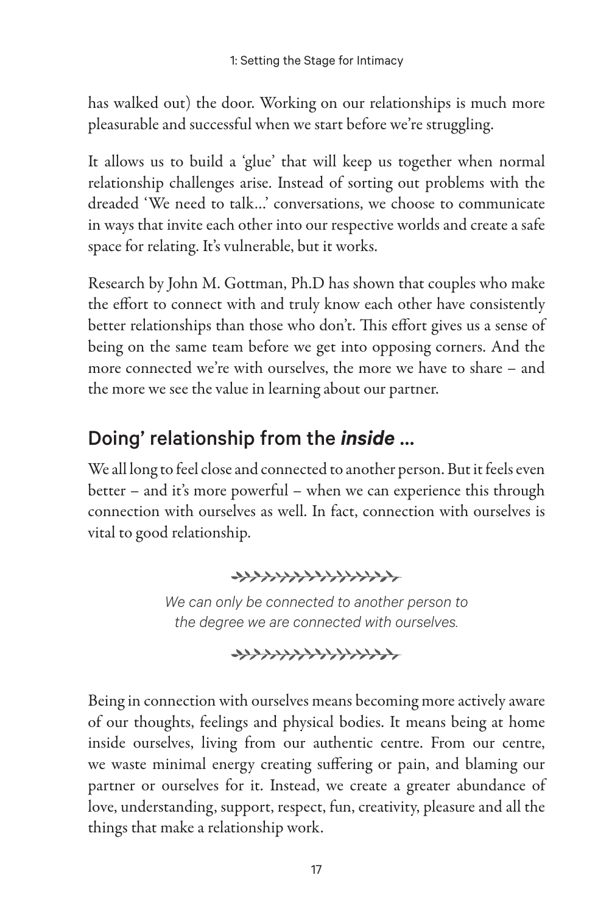has walked out) the door. Working on our relationships is much more pleasurable and successful when we start before we're struggling.

It allows us to build a 'glue' that will keep us together when normal relationship challenges arise. Instead of sorting out problems with the dreaded 'We need to talk…' conversations, we choose to communicate in ways that invite each other into our respective worlds and create a safe space for relating. It's vulnerable, but it works.

Research by John M. Gottman, Ph.D has shown that couples who make the effort to connect with and truly know each other have consistently better relationships than those who don't. This effort gives us a sense of being on the same team before we get into opposing corners. And the more connected we're with ourselves, the more we have to share – and the more we see the value in learning about our partner.

## Doing' relationship from the ***inside*** …

We all long to feel close and connected to another person. But it feels even better – and it's more powerful – when we can experience this through connection with ourselves as well. In fact, connection with ourselves is vital to good relationship.

*We can only be connected to another person to the degree we are connected with ourselves.*

Being in connection with ourselves means becoming more actively aware of our thoughts, feelings and physical bodies. It means being at home inside ourselves, living from our authentic centre. From our centre, we waste minimal energy creating suffering or pain, and blaming our partner or ourselves for it. Instead, we create a greater abundance of love, understanding, support, respect, fun, creativity, pleasure and all the things that make a relationship work.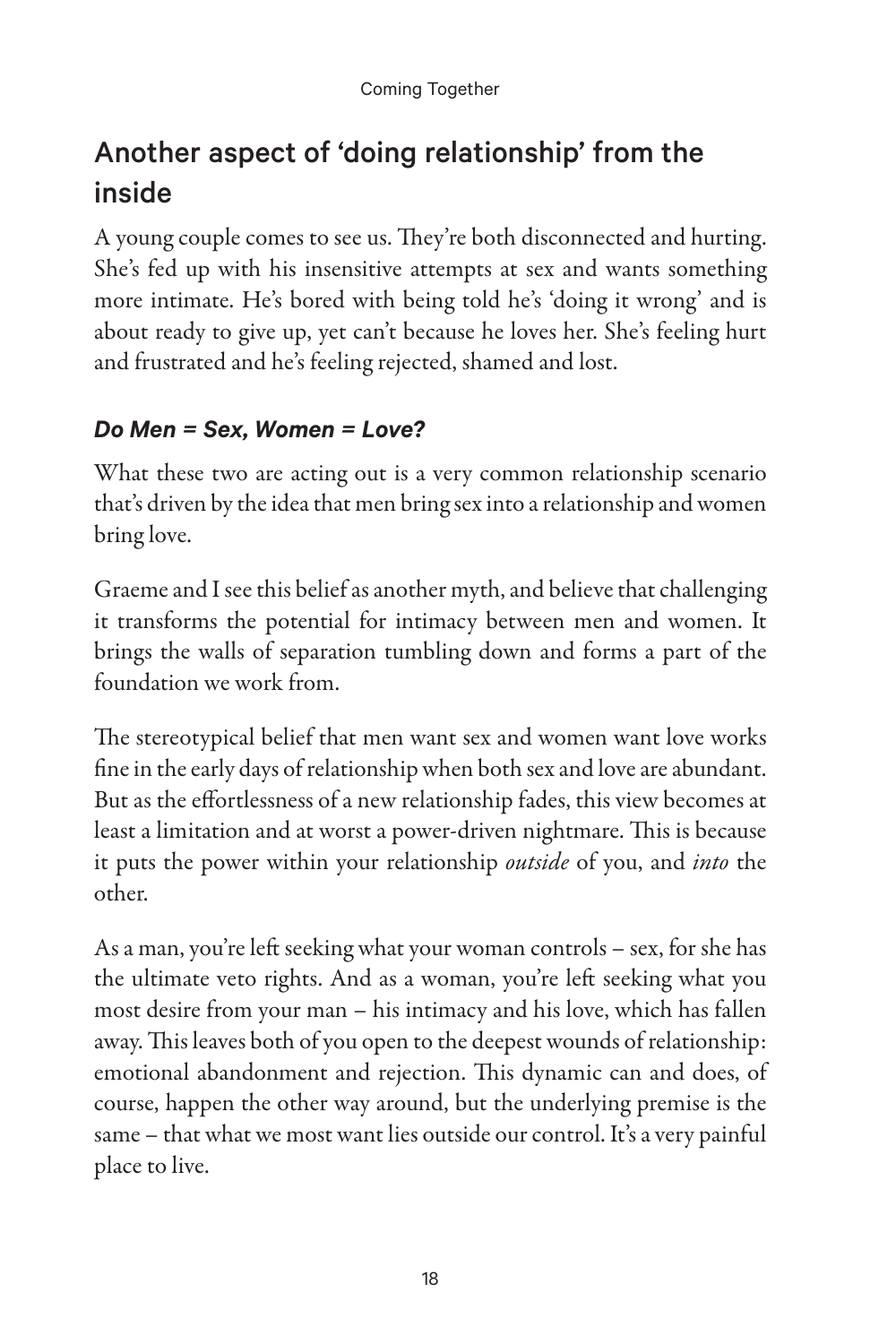## Another aspect of 'doing relationship' from the inside

A young couple comes to see us. They're both disconnected and hurting. She's fed up with his insensitive attempts at sex and wants something more intimate. He's bored with being told he's 'doing it wrong' and is about ready to give up, yet can't because he loves her. She's feeling hurt and frustrated and he's feeling rejected, shamed and lost.

### *Do Men = Sex, Women = Love?*

What these two are acting out is a very common relationship scenario that's driven by the idea that men bring sex into a relationship and women bring love.

Graeme and I see this belief as another myth, and believe that challenging it transforms the potential for intimacy between men and women. It brings the walls of separation tumbling down and forms a part of the foundation we work from.

The stereotypical belief that men want sex and women want love works fine in the early days of relationship when both sex and love are abundant. But as the effortlessness of a new relationship fades, this view becomes at least a limitation and at worst a power-driven nightmare. This is because it puts the power within your relationship *outside* of you, and *into* the other.

As a man, you're left seeking what your woman controls – sex, for she has the ultimate veto rights. And as a woman, you're left seeking what you most desire from your man – his intimacy and his love, which has fallen away. This leaves both of you open to the deepest wounds of relationship: emotional abandonment and rejection. This dynamic can and does, of course, happen the other way around, but the underlying premise is the same – that what we most want lies outside our control. It's a very painful place to live.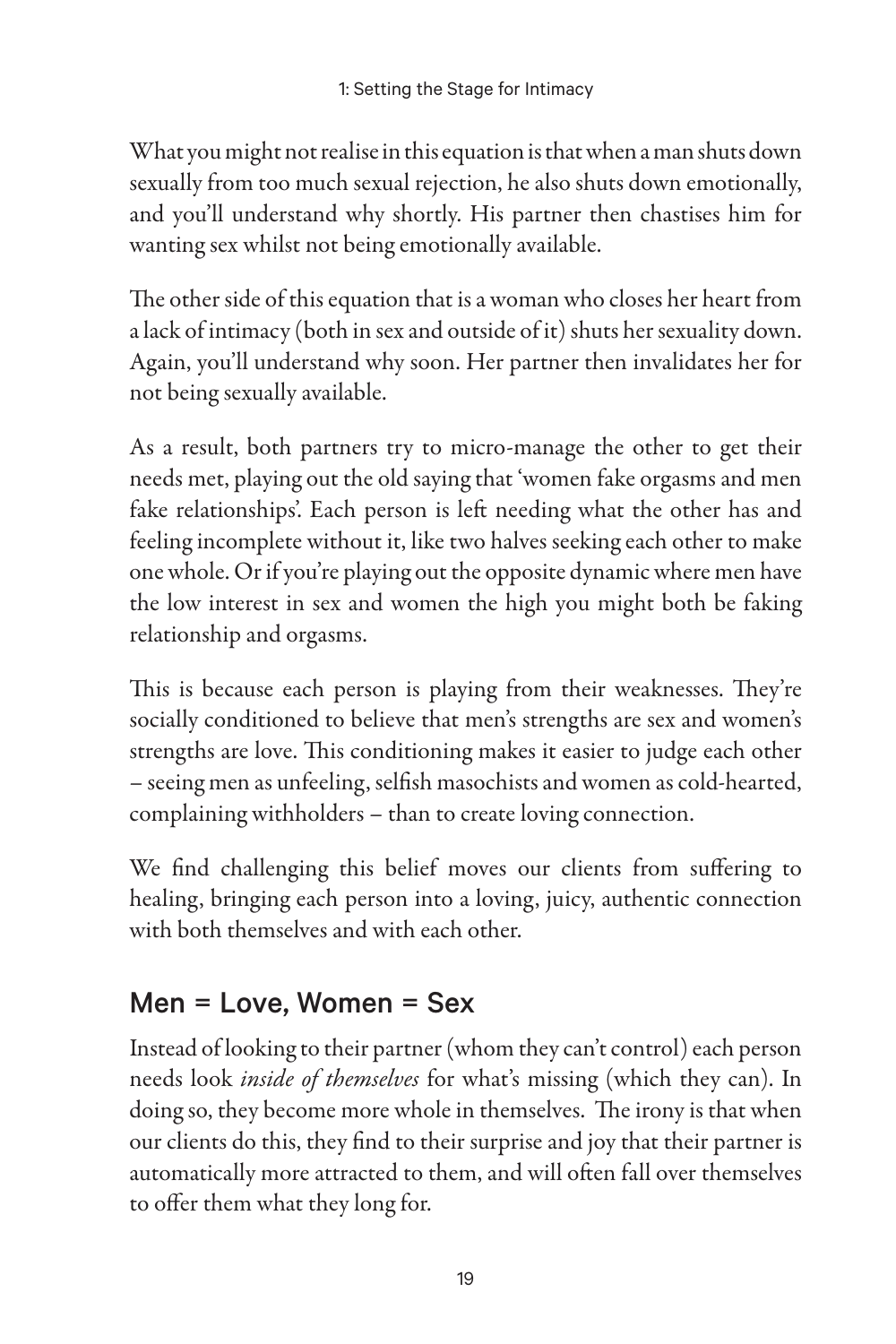What you might not realise in this equation is that when a man shuts down sexually from too much sexual rejection, he also shuts down emotionally, and you'll understand why shortly. His partner then chastises him for wanting sex whilst not being emotionally available.

The other side of this equation that is a woman who closes her heart from a lack of intimacy (both in sex and outside of it) shuts her sexuality down. Again, you'll understand why soon. Her partner then invalidates her for not being sexually available.

As a result, both partners try to micro-manage the other to get their needs met, playing out the old saying that 'women fake orgasms and men fake relationships'. Each person is left needing what the other has and feeling incomplete without it, like two halves seeking each other to make one whole. Or if you're playing out the opposite dynamic where men have the low interest in sex and women the high you might both be faking relationship and orgasms.

This is because each person is playing from their weaknesses. They're socially conditioned to believe that men's strengths are sex and women's strengths are love. This conditioning makes it easier to judge each other – seeing men as unfeeling, selfish masochists and women as cold-hearted, complaining withholders – than to create loving connection.

We find challenging this belief moves our clients from suffering to healing, bringing each person into a loving, juicy, authentic connection with both themselves and with each other.

## Men = Love, Women = Sex

Instead of looking to their partner (whom they can't control) each person needs look *inside of themselves* for what's missing (which they can). In doing so, they become more whole in themselves. The irony is that when our clients do this, they find to their surprise and joy that their partner is automatically more attracted to them, and will often fall over themselves to offer them what they long for.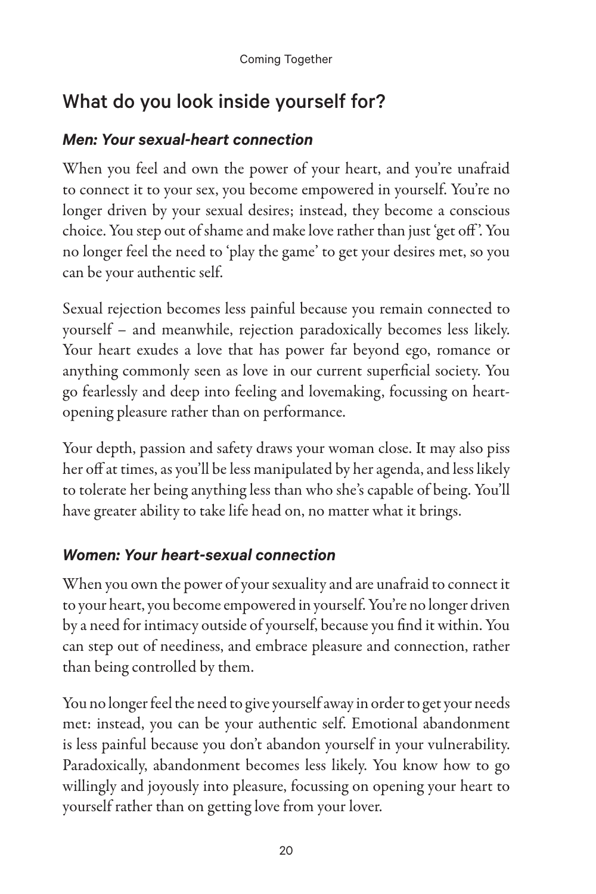## What do you look inside yourself for?

### *Men: Your sexual-heart connection*

When you feel and own the power of your heart, and you're unafraid to connect it to your sex, you become empowered in yourself. You're no longer driven by your sexual desires; instead, they become a conscious choice. You step out of shame and make love rather than just 'get off'. You no longer feel the need to 'play the game' to get your desires met, so you can be your authentic self.

Sexual rejection becomes less painful because you remain connected to yourself – and meanwhile, rejection paradoxically becomes less likely. Your heart exudes a love that has power far beyond ego, romance or anything commonly seen as love in our current superficial society. You go fearlessly and deep into feeling and lovemaking, focussing on heart-opening pleasure rather than on performance.

Your depth, passion and safety draws your woman close. It may also piss her off at times, as you'll be less manipulated by her agenda, and less likely to tolerate her being anything less than who she's capable of being. You'll have greater ability to take life head on, no matter what it brings.

### *Women: Your heart-sexual connection*

When you own the power of your sexuality and are unafraid to connect it to your heart, you become empowered in yourself. You're no longer driven by a need for intimacy outside of yourself, because you find it within. You can step out of neediness, and embrace pleasure and connection, rather than being controlled by them.

You no longer feel the need to give yourself away in order to get your needs met: instead, you can be your authentic self. Emotional abandonment is less painful because you don't abandon yourself in your vulnerability. Paradoxically, abandonment becomes less likely. You know how to go willingly and joyously into pleasure, focussing on opening your heart to yourself rather than on getting love from your lover.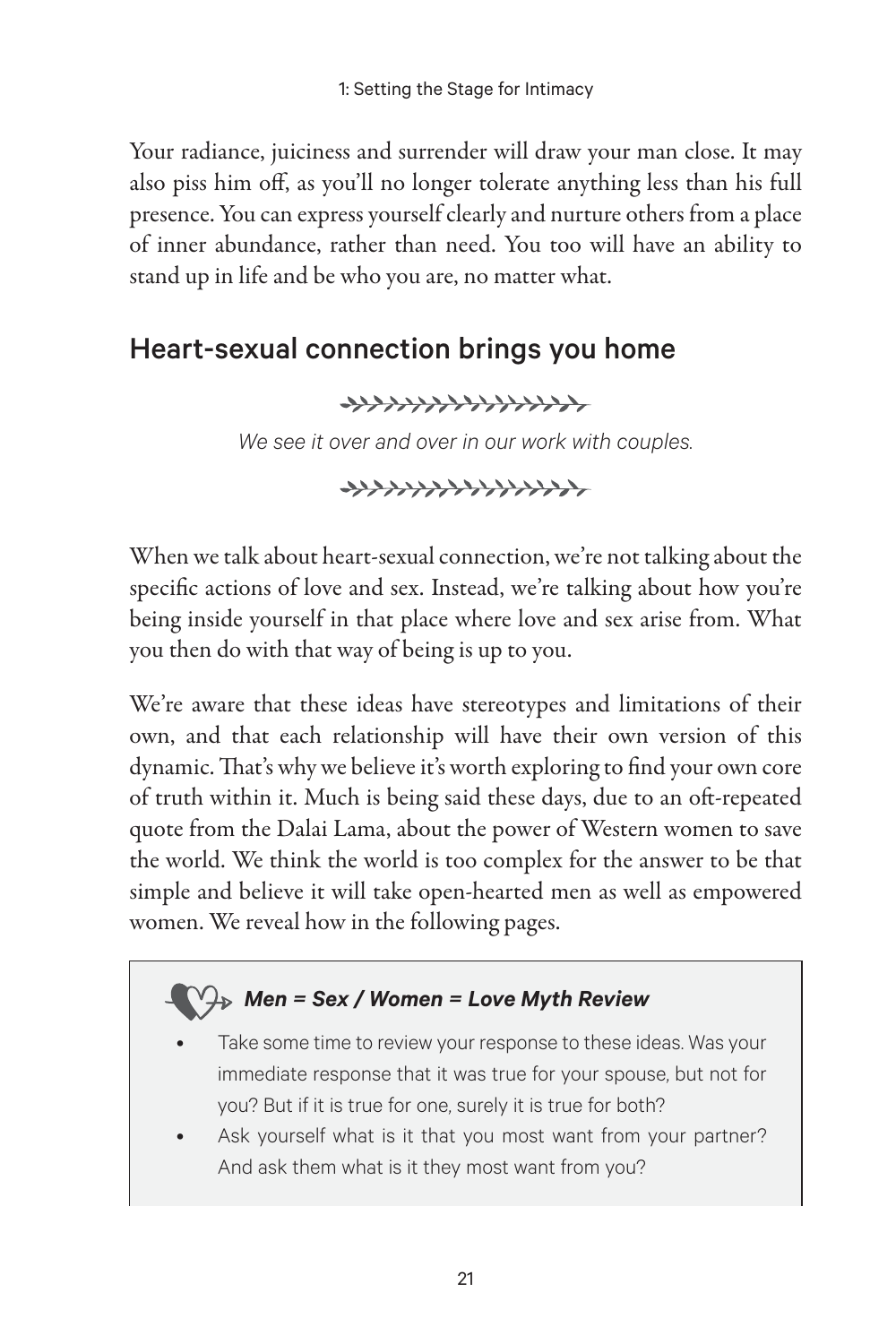Your radiance, juiciness and surrender will draw your man close. It may also piss him off, as you'll no longer tolerate anything less than his full presence. You can express yourself clearly and nurture others from a place of inner abundance, rather than need. You too will have an ability to stand up in life and be who you are, no matter what.

## Heart-sexual connection brings you home

*We see it over and over in our work with couples.*

When we talk about heart-sexual connection, we're not talking about the specific actions of love and sex. Instead, we're talking about how you're being inside yourself in that place where love and sex arise from. What you then do with that way of being is up to you.

We're aware that these ideas have stereotypes and limitations of their own, and that each relationship will have their own version of this dynamic. That's why we believe it's worth exploring to find your own core of truth within it. Much is being said these days, due to an oft-repeated quote from the Dalai Lama, about the power of Western women to save the world. We think the world is too complex for the answer to be that simple and believe it will take open-hearted men as well as empowered women. We reveal how in the following pages.

> ***Men = Sex / Women = Love Myth Review***
>
> - Take some time to review your response to these ideas. Was your immediate response that it was true for your spouse, but not for you? But if it is true for one, surely it is true for both?
> - Ask yourself what is it that you most want from your partner? And ask them what is it they most want from you?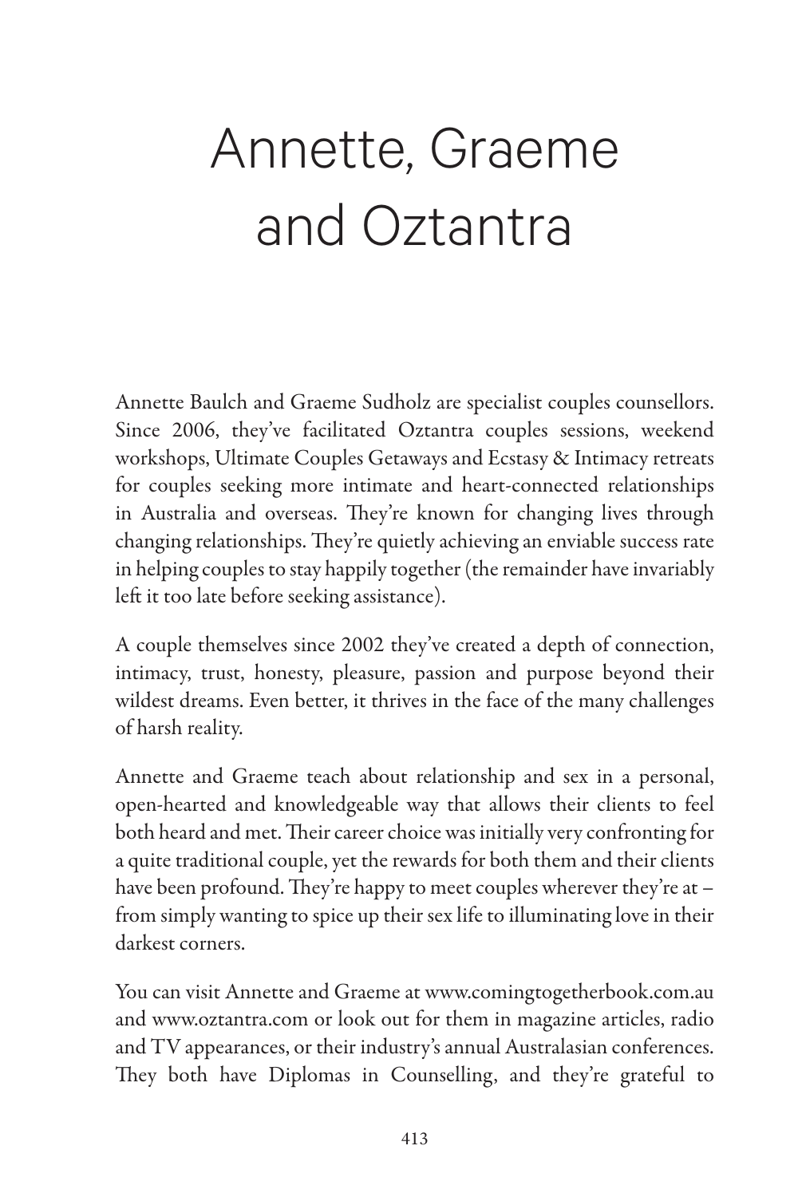# Annette, Graeme and Oztantra

Annette Baulch and Graeme Sudholz are specialist couples counsellors. Since 2006, they've facilitated Oztantra couples sessions, weekend workshops, Ultimate Couples Getaways and Ecstasy & Intimacy retreats for couples seeking more intimate and heart-connected relationships in Australia and overseas. They're known for changing lives through changing relationships. They're quietly achieving an enviable success rate in helping couples to stay happily together (the remainder have invariably left it too late before seeking assistance).

A couple themselves since 2002 they've created a depth of connection, intimacy, trust, honesty, pleasure, passion and purpose beyond their wildest dreams. Even better, it thrives in the face of the many challenges of harsh reality.

Annette and Graeme teach about relationship and sex in a personal, open-hearted and knowledgeable way that allows their clients to feel both heard and met. Their career choice was initially very confronting for a quite traditional couple, yet the rewards for both them and their clients have been profound. They're happy to meet couples wherever they're at – from simply wanting to spice up their sex life to illuminating love in their darkest corners.

You can visit Annette and Graeme at www.comingtogetherbook.com.au and www.oztantra.com or look out for them in magazine articles, radio and TV appearances, or their industry's annual Australasian conferences. They both have Diplomas in Counselling, and they're grateful to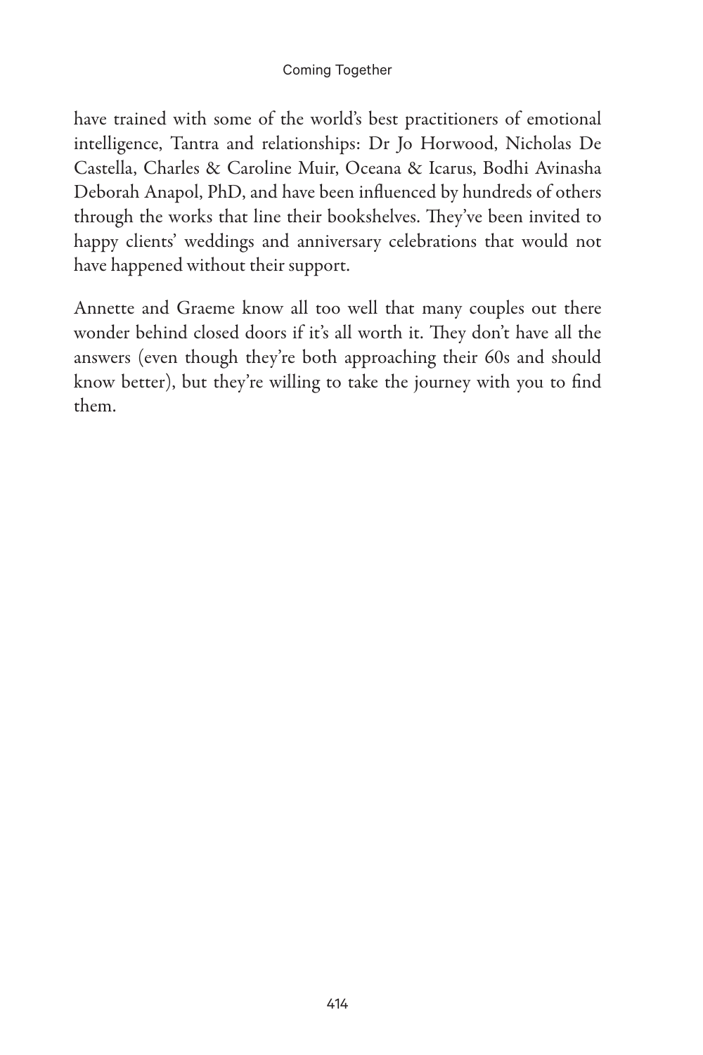have trained with some of the world's best practitioners of emotional intelligence, Tantra and relationships: Dr Jo Horwood, Nicholas De Castella, Charles & Caroline Muir, Oceana & Icarus, Bodhi Avinasha Deborah Anapol, PhD, and have been influenced by hundreds of others through the works that line their bookshelves. They've been invited to happy clients' weddings and anniversary celebrations that would not have happened without their support.

Annette and Graeme know all too well that many couples out there wonder behind closed doors if it's all worth it. They don't have all the answers (even though they're both approaching their 60s and should know better), but they're willing to take the journey with you to find them.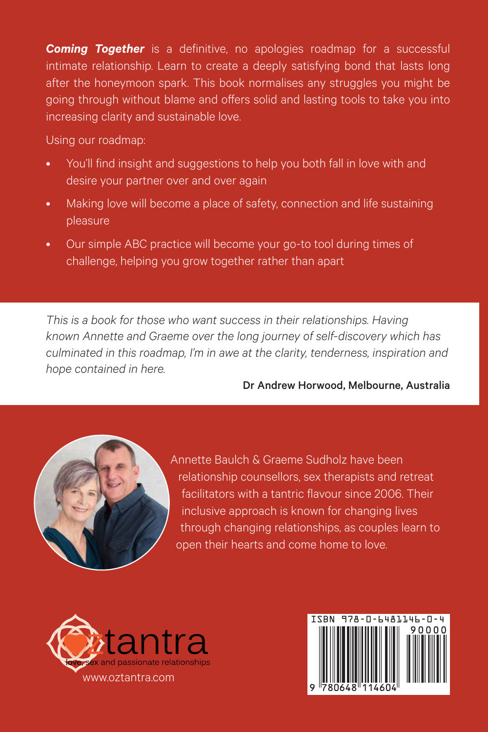***Coming Together*** is a definitive, no apologies roadmap for a successful intimate relationship. Learn to create a deeply satisfying bond that lasts long after the honeymoon spark. This book normalises any struggles you might be going through without blame and offers solid and lasting tools to take you into increasing clarity and sustainable love.

Using our roadmap:

- You'll find insight and suggestions to help you both fall in love with and desire your partner over and over again
- Making love will become a place of safety, connection and life sustaining pleasure
- Our simple ABC practice will become your go-to tool during times of challenge, helping you grow together rather than apart

*This is a book for those who want success in their relationships. Having known Annette and Graeme over the long journey of self-discovery which has culminated in this roadmap, I'm in awe at the clarity, tenderness, inspiration and hope contained in here.*

**Dr Andrew Horwood, Melbourne, Australia**

Annette Baulch & Graeme Sudholz have been relationship counsellors, sex therapists and retreat facilitators with a tantric flavour since 2006. Their inclusive approach is known for changing lives through changing relationships, as couples learn to open their hearts and come home to love.

oztantra
love, sex and passionate relationships
www.oztantra.com

ISBN 978-0-6481146-0-4
90000
9 780648 114604